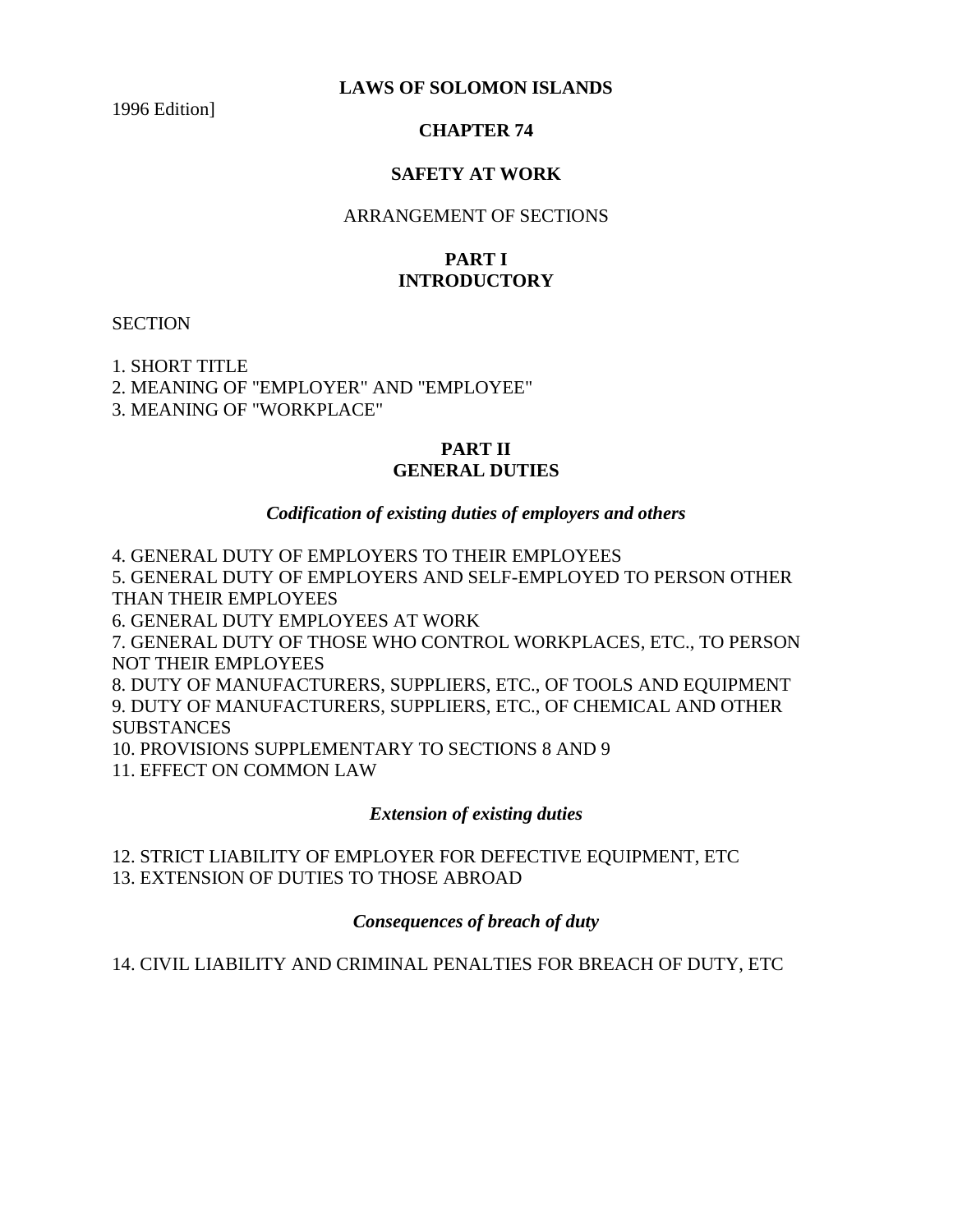# LAWS OF SOLOMON ISLANDS

1996 Edition]

## CHAPTER 74

## SAFETY AT WORK

ARRANGEMENT OF SECTIONS

### PART I
### INTRODUCTORY

SECTION

1. SHORT TITLE
2. MEANING OF "EMPLOYER" AND "EMPLOYEE"
3. MEANING OF "WORKPLACE"

### PART II
### GENERAL DUTIES

***Codification of existing duties of employers and others***

4. GENERAL DUTY OF EMPLOYERS TO THEIR EMPLOYEES
5. GENERAL DUTY OF EMPLOYERS AND SELF-EMPLOYED TO PERSON OTHER THAN THEIR EMPLOYEES
6. GENERAL DUTY EMPLOYEES AT WORK
7. GENERAL DUTY OF THOSE WHO CONTROL WORKPLACES, ETC., TO PERSON NOT THEIR EMPLOYEES
8. DUTY OF MANUFACTURERS, SUPPLIERS, ETC., OF TOOLS AND EQUIPMENT
9. DUTY OF MANUFACTURERS, SUPPLIERS, ETC., OF CHEMICAL AND OTHER SUBSTANCES
10. PROVISIONS SUPPLEMENTARY TO SECTIONS 8 AND 9
11. EFFECT ON COMMON LAW

***Extension of existing duties***

12. STRICT LIABILITY OF EMPLOYER FOR DEFECTIVE EQUIPMENT, ETC
13. EXTENSION OF DUTIES TO THOSE ABROAD

***Consequences of breach of duty***

14. CIVIL LIABILITY AND CRIMINAL PENALTIES FOR BREACH OF DUTY, ETC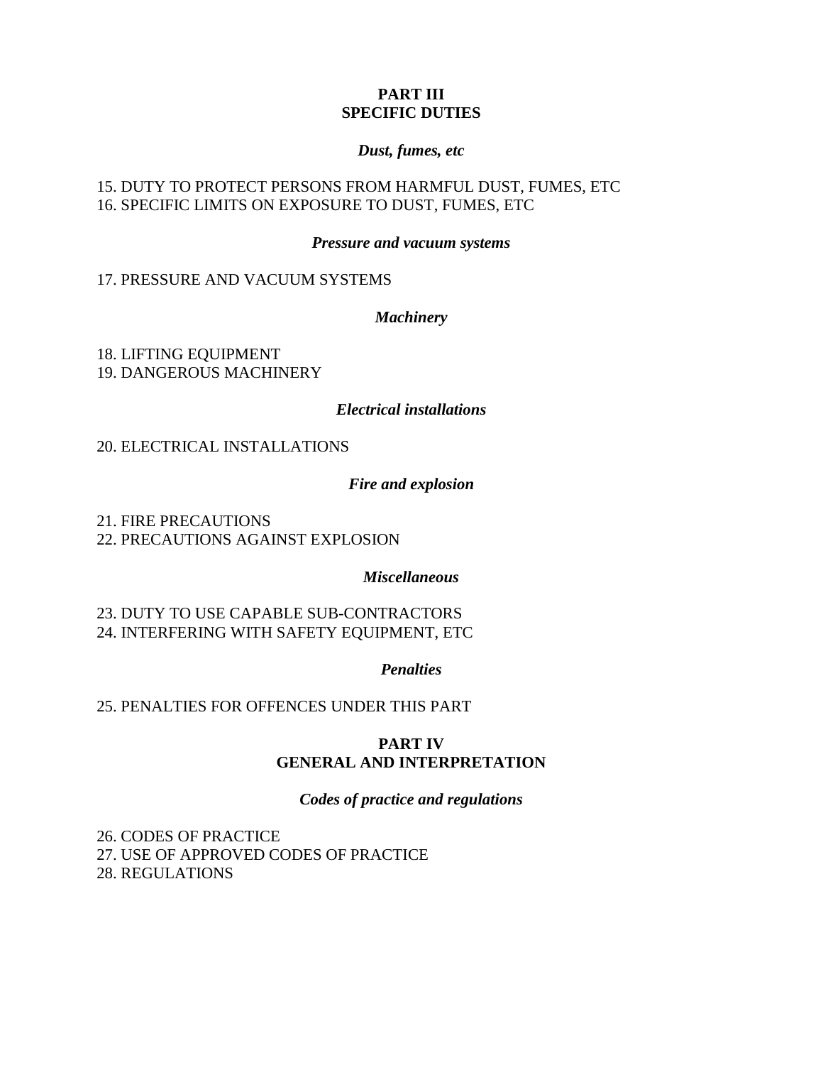## PART III
## SPECIFIC DUTIES

***Dust, fumes, etc***

15. DUTY TO PROTECT PERSONS FROM HARMFUL DUST, FUMES, ETC
16. SPECIFIC LIMITS ON EXPOSURE TO DUST, FUMES, ETC

***Pressure and vacuum systems***

17. PRESSURE AND VACUUM SYSTEMS

***Machinery***

18. LIFTING EQUIPMENT
19. DANGEROUS MACHINERY

***Electrical installations***

20. ELECTRICAL INSTALLATIONS

***Fire and explosion***

21. FIRE PRECAUTIONS
22. PRECAUTIONS AGAINST EXPLOSION

***Miscellaneous***

23. DUTY TO USE CAPABLE SUB-CONTRACTORS
24. INTERFERING WITH SAFETY EQUIPMENT, ETC

***Penalties***

25. PENALTIES FOR OFFENCES UNDER THIS PART

## PART IV
## GENERAL AND INTERPRETATION

***Codes of practice and regulations***

26. CODES OF PRACTICE
27. USE OF APPROVED CODES OF PRACTICE
28. REGULATIONS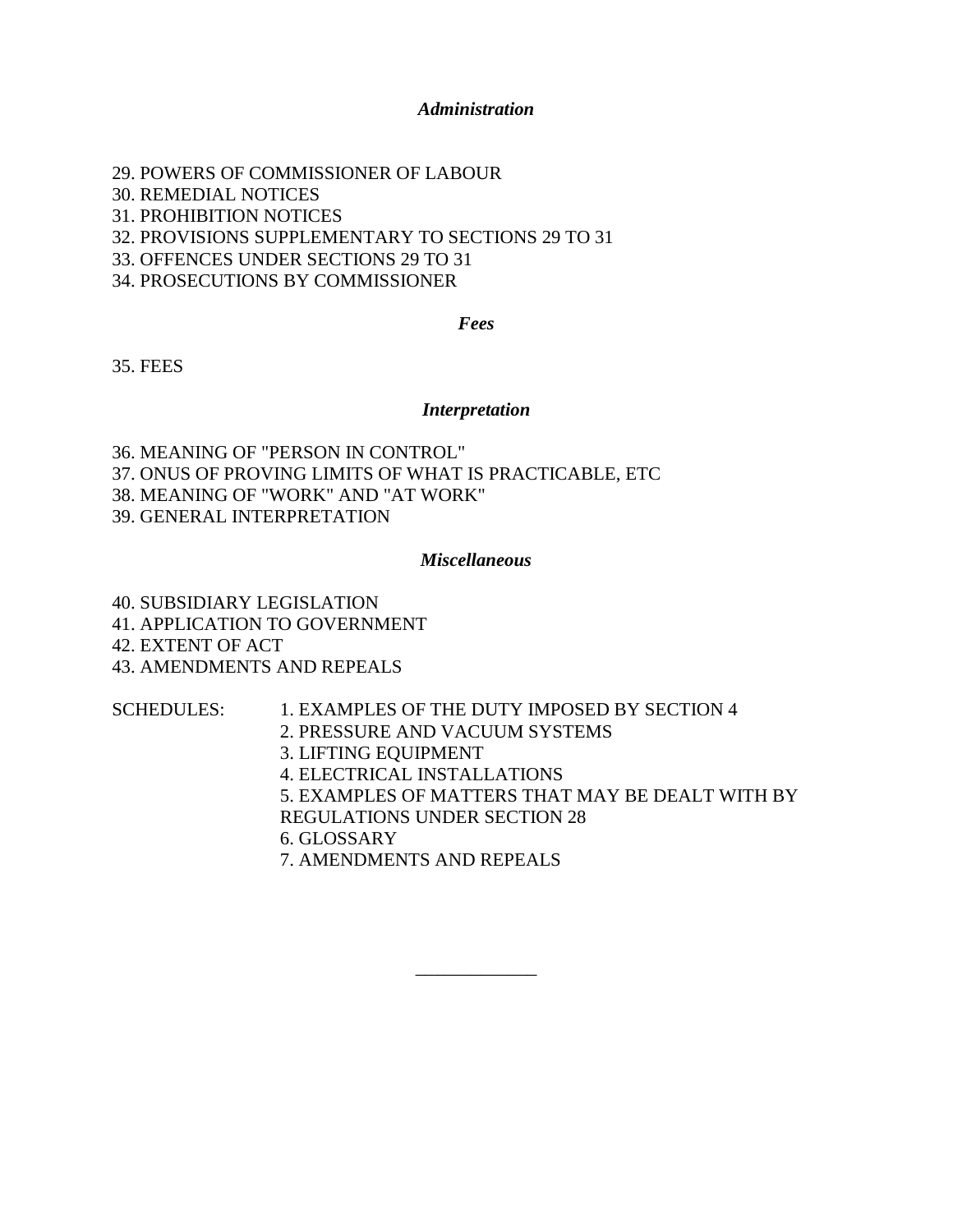*Administration*

29. POWERS OF COMMISSIONER OF LABOUR
30. REMEDIAL NOTICES
31. PROHIBITION NOTICES
32. PROVISIONS SUPPLEMENTARY TO SECTIONS 29 TO 31
33. OFFENCES UNDER SECTIONS 29 TO 31
34. PROSECUTIONS BY COMMISSIONER

*Fees*

35. FEES

*Interpretation*

36. MEANING OF "PERSON IN CONTROL"
37. ONUS OF PROVING LIMITS OF WHAT IS PRACTICABLE, ETC
38. MEANING OF "WORK" AND "AT WORK"
39. GENERAL INTERPRETATION

*Miscellaneous*

40. SUBSIDIARY LEGISLATION
41. APPLICATION TO GOVERNMENT
42. EXTENT OF ACT
43. AMENDMENTS AND REPEALS

SCHEDULES:

1. EXAMPLES OF THE DUTY IMPOSED BY SECTION 4
2. PRESSURE AND VACUUM SYSTEMS
3. LIFTING EQUIPMENT
4. ELECTRICAL INSTALLATIONS
5. EXAMPLES OF MATTERS THAT MAY BE DEALT WITH BY REGULATIONS UNDER SECTION 28
6. GLOSSARY
7. AMENDMENTS AND REPEALS

---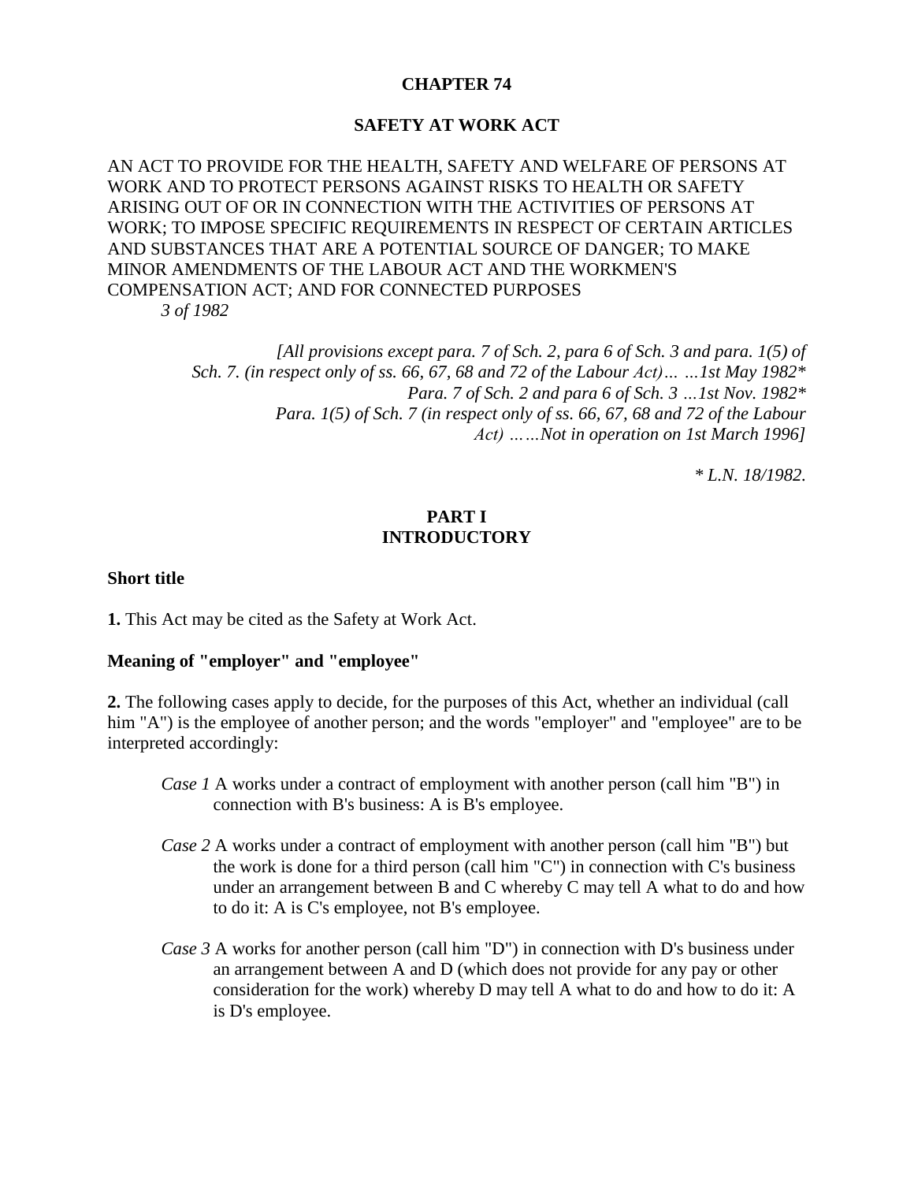# CHAPTER 74

## SAFETY AT WORK ACT

AN ACT TO PROVIDE FOR THE HEALTH, SAFETY AND WELFARE OF PERSONS AT WORK AND TO PROTECT PERSONS AGAINST RISKS TO HEALTH OR SAFETY ARISING OUT OF OR IN CONNECTION WITH THE ACTIVITIES OF PERSONS AT WORK; TO IMPOSE SPECIFIC REQUIREMENTS IN RESPECT OF CERTAIN ARTICLES AND SUBSTANCES THAT ARE A POTENTIAL SOURCE OF DANGER; TO MAKE MINOR AMENDMENTS OF THE LABOUR ACT AND THE WORKMEN'S COMPENSATION ACT; AND FOR CONNECTED PURPOSES

*3 of 1982*

*[All provisions except para. 7 of Sch. 2, para 6 of Sch. 3 and para. 1(5) of Sch. 7. (in respect only of ss. 66, 67, 68 and 72 of the Labour Act)… …1st May 1982\**
*Para. 7 of Sch. 2 and para 6 of Sch. 3 …1st Nov. 1982\**
*Para. 1(5) of Sch. 7 (in respect only of ss. 66, 67, 68 and 72 of the Labour Act) ……Not in operation on 1st March 1996]*

*\* L.N. 18/1982.*

## PART I
## INTRODUCTORY

**Short title**

**1.** This Act may be cited as the Safety at Work Act.

**Meaning of "employer" and "employee"**

**2.** The following cases apply to decide, for the purposes of this Act, whether an individual (call him "A") is the employee of another person; and the words "employer" and "employee" are to be interpreted accordingly:

*Case 1* A works under a contract of employment with another person (call him "B") in connection with B's business: A is B's employee.

*Case 2* A works under a contract of employment with another person (call him "B") but the work is done for a third person (call him "C") in connection with C's business under an arrangement between B and C whereby C may tell A what to do and how to do it: A is C's employee, not B's employee.

*Case 3* A works for another person (call him "D") in connection with D's business under an arrangement between A and D (which does not provide for any pay or other consideration for the work) whereby D may tell A what to do and how to do it: A is D's employee.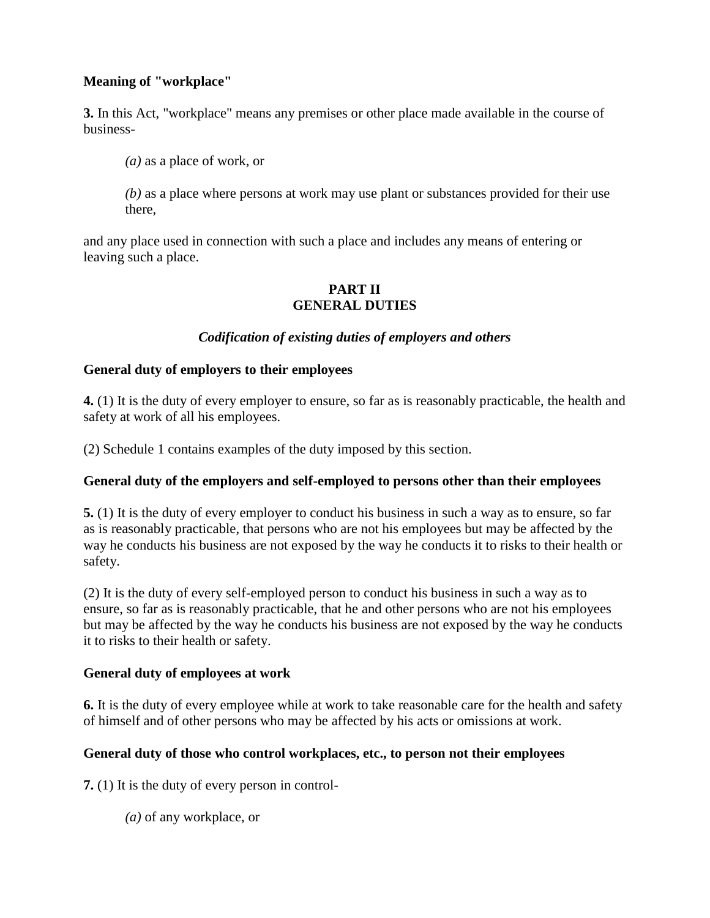**Meaning of "workplace"**

**3.** In this Act, "workplace" means any premises or other place made available in the course of business-

> *(a)* as a place of work, or
>
> *(b)* as a place where persons at work may use plant or substances provided for their use there,

and any place used in connection with such a place and includes any means of entering or leaving such a place.

## PART II
## GENERAL DUTIES

*Codification of existing duties of employers and others*

**General duty of employers to their employees**

**4.** (1) It is the duty of every employer to ensure, so far as is reasonably practicable, the health and safety at work of all his employees.

(2) Schedule 1 contains examples of the duty imposed by this section.

**General duty of the employers and self-employed to persons other than their employees**

**5.** (1) It is the duty of every employer to conduct his business in such a way as to ensure, so far as is reasonably practicable, that persons who are not his employees but may be affected by the way he conducts his business are not exposed by the way he conducts it to risks to their health or safety.

(2) It is the duty of every self-employed person to conduct his business in such a way as to ensure, so far as is reasonably practicable, that he and other persons who are not his employees but may be affected by the way he conducts his business are not exposed by the way he conducts it to risks to their health or safety.

**General duty of employees at work**

**6.** It is the duty of every employee while at work to take reasonable care for the health and safety of himself and of other persons who may be affected by his acts or omissions at work.

**General duty of those who control workplaces, etc., to person not their employees**

**7.** (1) It is the duty of every person in control-

> *(a)* of any workplace, or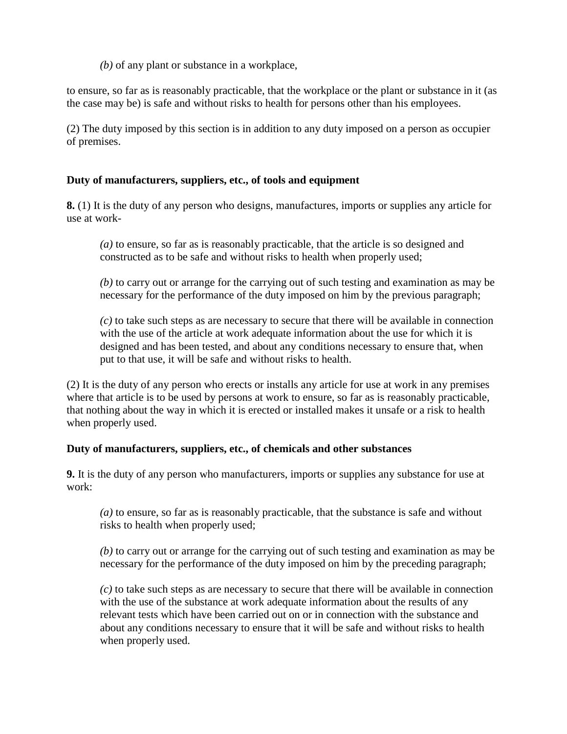*(b)* of any plant or substance in a workplace,

to ensure, so far as is reasonably practicable, that the workplace or the plant or substance in it (as the case may be) is safe and without risks to health for persons other than his employees.

(2) The duty imposed by this section is in addition to any duty imposed on a person as occupier of premises.

**Duty of manufacturers, suppliers, etc., of tools and equipment**

**8.** (1) It is the duty of any person who designs, manufactures, imports or supplies any article for use at work-

> *(a)* to ensure, so far as is reasonably practicable, that the article is so designed and constructed as to be safe and without risks to health when properly used;
>
> *(b)* to carry out or arrange for the carrying out of such testing and examination as may be necessary for the performance of the duty imposed on him by the previous paragraph;
>
> *(c)* to take such steps as are necessary to secure that there will be available in connection with the use of the article at work adequate information about the use for which it is designed and has been tested, and about any conditions necessary to ensure that, when put to that use, it will be safe and without risks to health.

(2) It is the duty of any person who erects or installs any article for use at work in any premises where that article is to be used by persons at work to ensure, so far as is reasonably practicable, that nothing about the way in which it is erected or installed makes it unsafe or a risk to health when properly used.

**Duty of manufacturers, suppliers, etc., of chemicals and other substances**

**9.** It is the duty of any person who manufacturers, imports or supplies any substance for use at work:

> *(a)* to ensure, so far as is reasonably practicable, that the substance is safe and without risks to health when properly used;
>
> *(b)* to carry out or arrange for the carrying out of such testing and examination as may be necessary for the performance of the duty imposed on him by the preceding paragraph;
>
> *(c)* to take such steps as are necessary to secure that there will be available in connection with the use of the substance at work adequate information about the results of any relevant tests which have been carried out on or in connection with the substance and about any conditions necessary to ensure that it will be safe and without risks to health when properly used.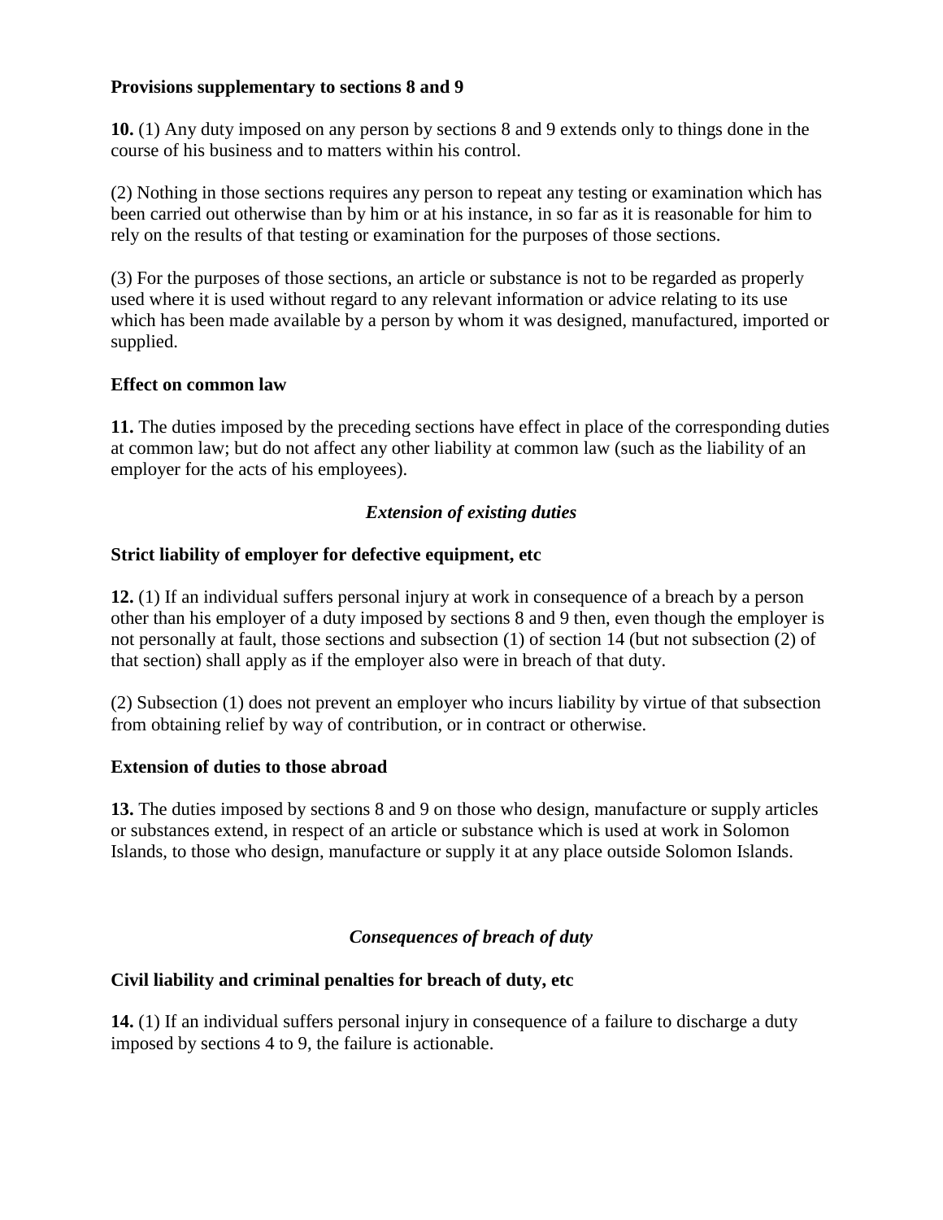**Provisions supplementary to sections 8 and 9**

**10.** (1) Any duty imposed on any person by sections 8 and 9 extends only to things done in the course of his business and to matters within his control.

(2) Nothing in those sections requires any person to repeat any testing or examination which has been carried out otherwise than by him or at his instance, in so far as it is reasonable for him to rely on the results of that testing or examination for the purposes of those sections.

(3) For the purposes of those sections, an article or substance is not to be regarded as properly used where it is used without regard to any relevant information or advice relating to its use which has been made available by a person by whom it was designed, manufactured, imported or supplied.

**Effect on common law**

**11.** The duties imposed by the preceding sections have effect in place of the corresponding duties at common law; but do not affect any other liability at common law (such as the liability of an employer for the acts of his employees).

### *Extension of existing duties*

**Strict liability of employer for defective equipment, etc**

**12.** (1) If an individual suffers personal injury at work in consequence of a breach by a person other than his employer of a duty imposed by sections 8 and 9 then, even though the employer is not personally at fault, those sections and subsection (1) of section 14 (but not subsection (2) of that section) shall apply as if the employer also were in breach of that duty.

(2) Subsection (1) does not prevent an employer who incurs liability by virtue of that subsection from obtaining relief by way of contribution, or in contract or otherwise.

**Extension of duties to those abroad**

**13.** The duties imposed by sections 8 and 9 on those who design, manufacture or supply articles or substances extend, in respect of an article or substance which is used at work in Solomon Islands, to those who design, manufacture or supply it at any place outside Solomon Islands.

### *Consequences of breach of duty*

**Civil liability and criminal penalties for breach of duty, etc**

**14.** (1) If an individual suffers personal injury in consequence of a failure to discharge a duty imposed by sections 4 to 9, the failure is actionable.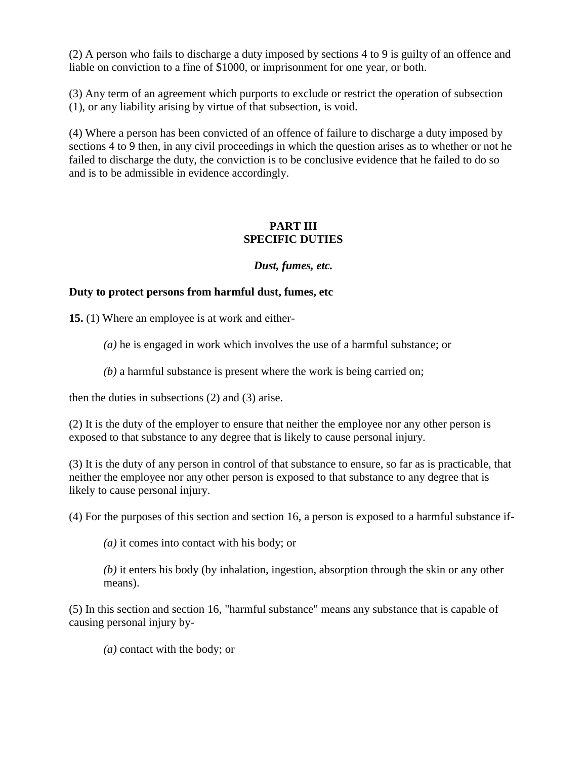(2) A person who fails to discharge a duty imposed by sections 4 to 9 is guilty of an offence and liable on conviction to a fine of $1000, or imprisonment for one year, or both.

(3) Any term of an agreement which purports to exclude or restrict the operation of subsection (1), or any liability arising by virtue of that subsection, is void.

(4) Where a person has been convicted of an offence of failure to discharge a duty imposed by sections 4 to 9 then, in any civil proceedings in which the question arises as to whether or not he failed to discharge the duty, the conviction is to be conclusive evidence that he failed to do so and is to be admissible in evidence accordingly.

## PART III
## SPECIFIC DUTIES

### *Dust, fumes, etc.*

**Duty to protect persons from harmful dust, fumes, etc**

**15.** (1) Where an employee is at work and either-

> *(a)* he is engaged in work which involves the use of a harmful substance; or
>
> *(b)* a harmful substance is present where the work is being carried on;

then the duties in subsections (2) and (3) arise.

(2) It is the duty of the employer to ensure that neither the employee nor any other person is exposed to that substance to any degree that is likely to cause personal injury.

(3) It is the duty of any person in control of that substance to ensure, so far as is practicable, that neither the employee nor any other person is exposed to that substance to any degree that is likely to cause personal injury.

(4) For the purposes of this section and section 16, a person is exposed to a harmful substance if-

> *(a)* it comes into contact with his body; or
>
> *(b)* it enters his body (by inhalation, ingestion, absorption through the skin or any other means).

(5) In this section and section 16, "harmful substance" means any substance that is capable of causing personal injury by-

> *(a)* contact with the body; or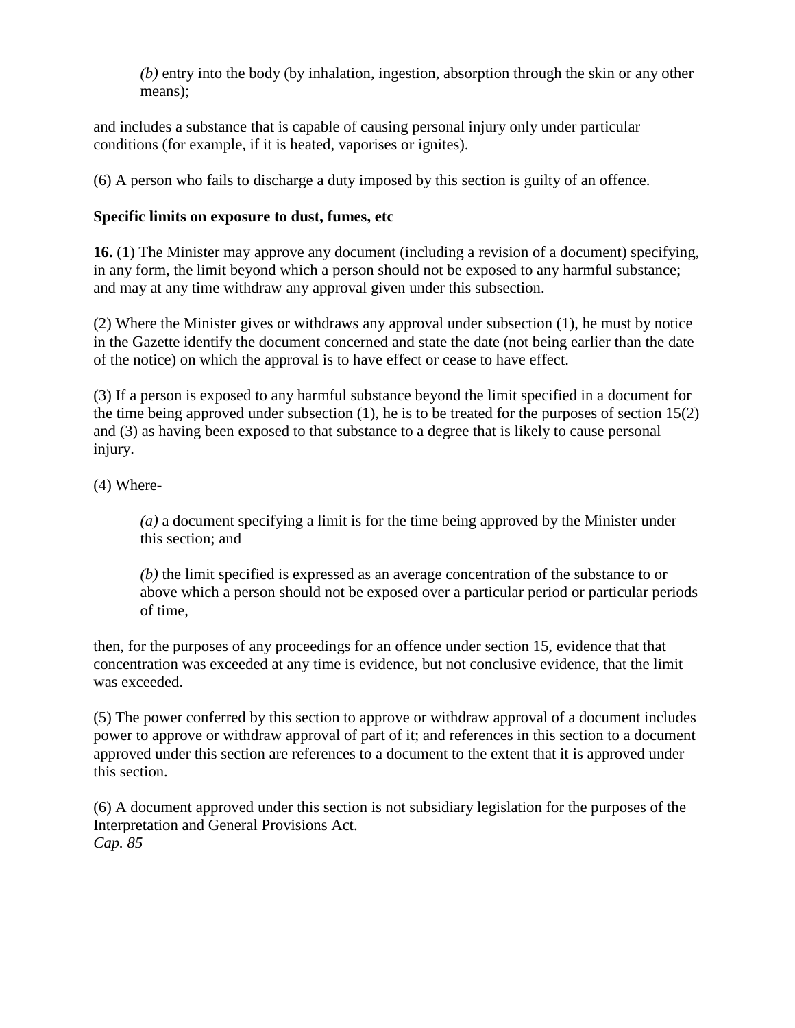*(b)* entry into the body (by inhalation, ingestion, absorption through the skin or any other means);

and includes a substance that is capable of causing personal injury only under particular conditions (for example, if it is heated, vaporises or ignites).

(6) A person who fails to discharge a duty imposed by this section is guilty of an offence.

**Specific limits on exposure to dust, fumes, etc**

**16.** (1) The Minister may approve any document (including a revision of a document) specifying, in any form, the limit beyond which a person should not be exposed to any harmful substance; and may at any time withdraw any approval given under this subsection.

(2) Where the Minister gives or withdraws any approval under subsection (1), he must by notice in the Gazette identify the document concerned and state the date (not being earlier than the date of the notice) on which the approval is to have effect or cease to have effect.

(3) If a person is exposed to any harmful substance beyond the limit specified in a document for the time being approved under subsection (1), he is to be treated for the purposes of section 15(2) and (3) as having been exposed to that substance to a degree that is likely to cause personal injury.

(4) Where-

*(a)* a document specifying a limit is for the time being approved by the Minister under this section; and

*(b)* the limit specified is expressed as an average concentration of the substance to or above which a person should not be exposed over a particular period or particular periods of time,

then, for the purposes of any proceedings for an offence under section 15, evidence that that concentration was exceeded at any time is evidence, but not conclusive evidence, that the limit was exceeded.

(5) The power conferred by this section to approve or withdraw approval of a document includes power to approve or withdraw approval of part of it; and references in this section to a document approved under this section are references to a document to the extent that it is approved under this section.

(6) A document approved under this section is not subsidiary legislation for the purposes of the Interpretation and General Provisions Act.
*Cap. 85*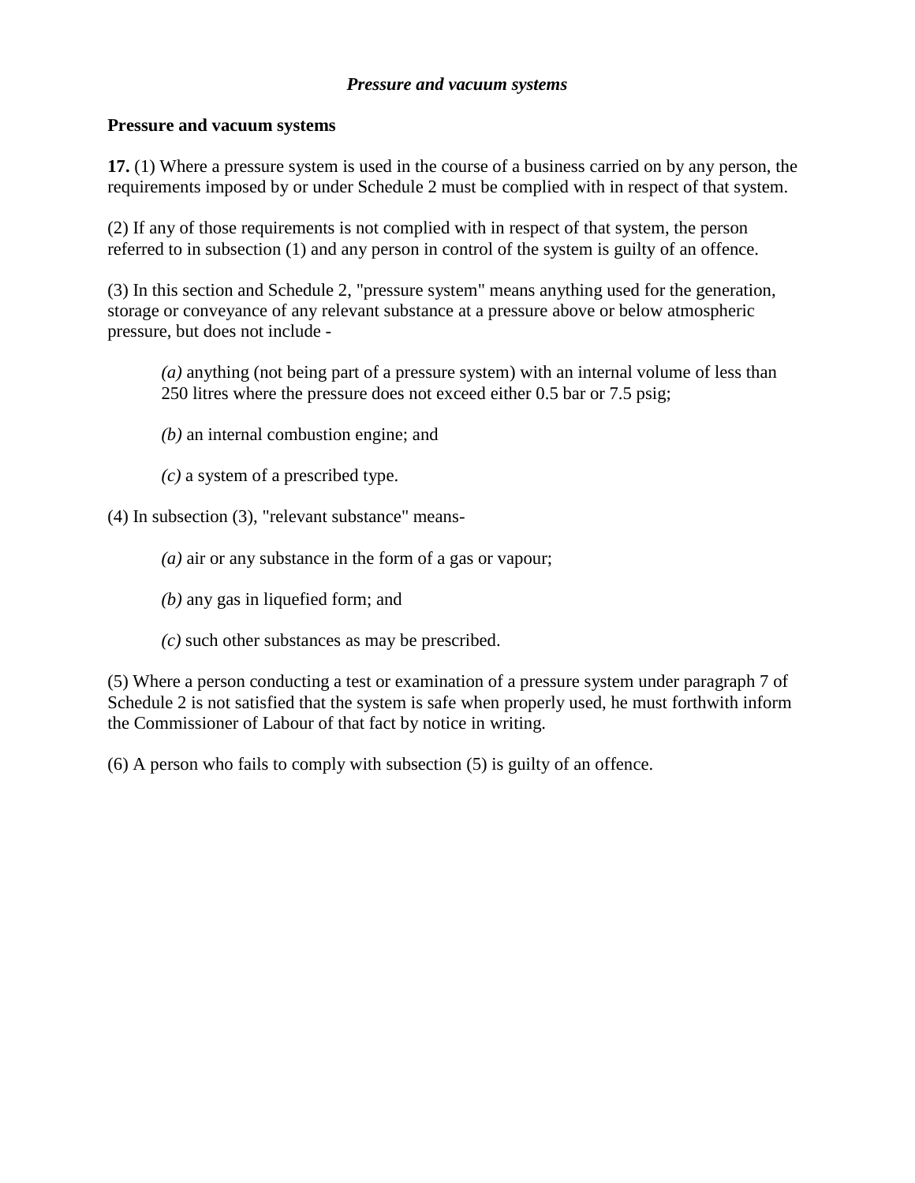***Pressure and vacuum systems***

**Pressure and vacuum systems**

**17.** (1) Where a pressure system is used in the course of a business carried on by any person, the requirements imposed by or under Schedule 2 must be complied with in respect of that system.

(2) If any of those requirements is not complied with in respect of that system, the person referred to in subsection (1) and any person in control of the system is guilty of an offence.

(3) In this section and Schedule 2, "pressure system" means anything used for the generation, storage or conveyance of any relevant substance at a pressure above or below atmospheric pressure, but does not include -

> *(a)* anything (not being part of a pressure system) with an internal volume of less than 250 litres where the pressure does not exceed either 0.5 bar or 7.5 psig;
>
> *(b)* an internal combustion engine; and
>
> *(c)* a system of a prescribed type.

(4) In subsection (3), "relevant substance" means-

> *(a)* air or any substance in the form of a gas or vapour;
>
> *(b)* any gas in liquefied form; and
>
> *(c)* such other substances as may be prescribed.

(5) Where a person conducting a test or examination of a pressure system under paragraph 7 of Schedule 2 is not satisfied that the system is safe when properly used, he must forthwith inform the Commissioner of Labour of that fact by notice in writing.

(6) A person who fails to comply with subsection (5) is guilty of an offence.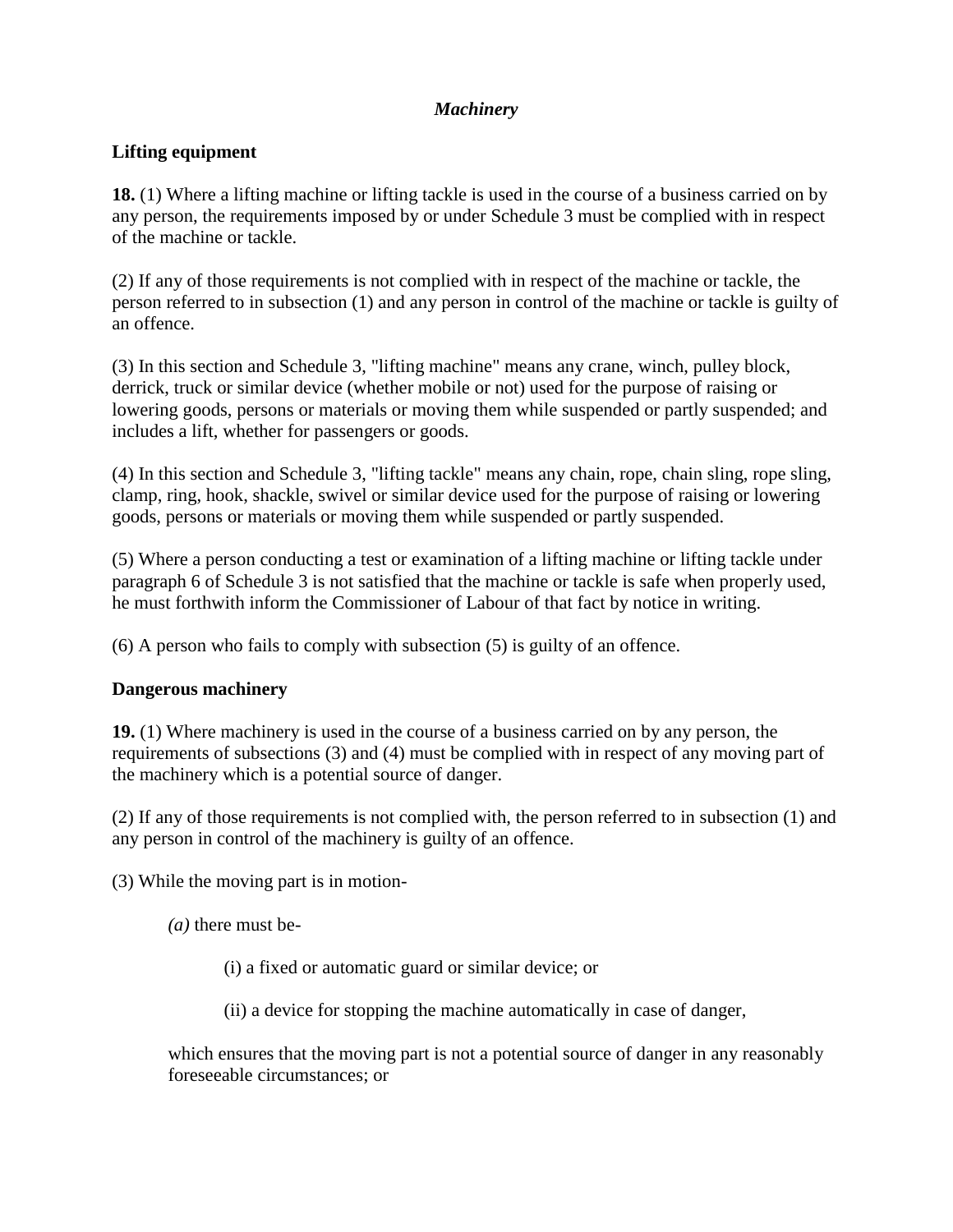*Machinery*

**Lifting equipment**

**18.** (1) Where a lifting machine or lifting tackle is used in the course of a business carried on by any person, the requirements imposed by or under Schedule 3 must be complied with in respect of the machine or tackle.

(2) If any of those requirements is not complied with in respect of the machine or tackle, the person referred to in subsection (1) and any person in control of the machine or tackle is guilty of an offence.

(3) In this section and Schedule 3, "lifting machine" means any crane, winch, pulley block, derrick, truck or similar device (whether mobile or not) used for the purpose of raising or lowering goods, persons or materials or moving them while suspended or partly suspended; and includes a lift, whether for passengers or goods.

(4) In this section and Schedule 3, "lifting tackle" means any chain, rope, chain sling, rope sling, clamp, ring, hook, shackle, swivel or similar device used for the purpose of raising or lowering goods, persons or materials or moving them while suspended or partly suspended.

(5) Where a person conducting a test or examination of a lifting machine or lifting tackle under paragraph 6 of Schedule 3 is not satisfied that the machine or tackle is safe when properly used, he must forthwith inform the Commissioner of Labour of that fact by notice in writing.

(6) A person who fails to comply with subsection (5) is guilty of an offence.

**Dangerous machinery**

**19.** (1) Where machinery is used in the course of a business carried on by any person, the requirements of subsections (3) and (4) must be complied with in respect of any moving part of the machinery which is a potential source of danger.

(2) If any of those requirements is not complied with, the person referred to in subsection (1) and any person in control of the machinery is guilty of an offence.

(3) While the moving part is in motion-

*(a)* there must be-

(i) a fixed or automatic guard or similar device; or

(ii) a device for stopping the machine automatically in case of danger,

which ensures that the moving part is not a potential source of danger in any reasonably foreseeable circumstances; or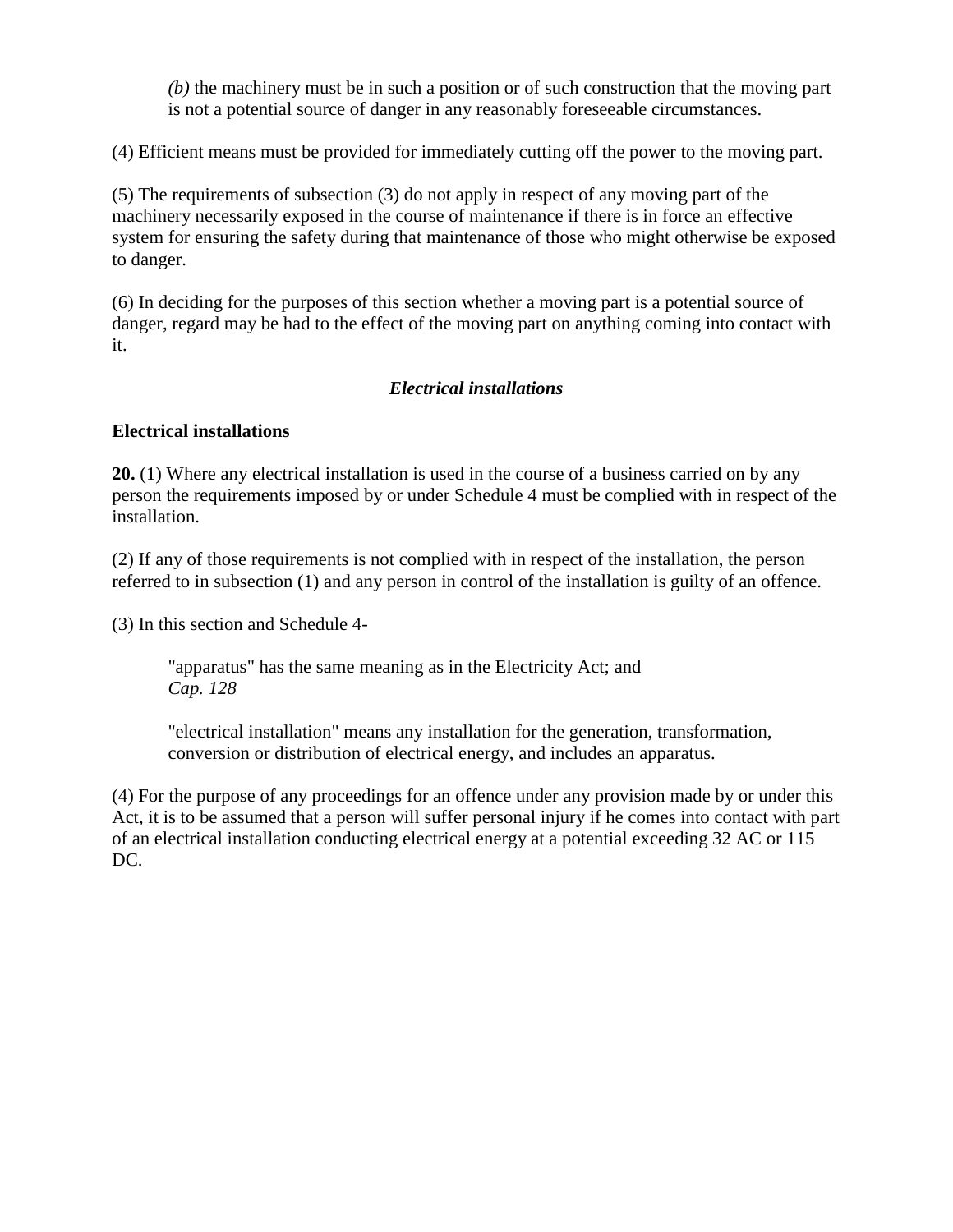*(b)* the machinery must be in such a position or of such construction that the moving part is not a potential source of danger in any reasonably foreseeable circumstances.

(4) Efficient means must be provided for immediately cutting off the power to the moving part.

(5) The requirements of subsection (3) do not apply in respect of any moving part of the machinery necessarily exposed in the course of maintenance if there is in force an effective system for ensuring the safety during that maintenance of those who might otherwise be exposed to danger.

(6) In deciding for the purposes of this section whether a moving part is a potential source of danger, regard may be had to the effect of the moving part on anything coming into contact with it.

### *Electrical installations*

**Electrical installations**

**20.** (1) Where any electrical installation is used in the course of a business carried on by any person the requirements imposed by or under Schedule 4 must be complied with in respect of the installation.

(2) If any of those requirements is not complied with in respect of the installation, the person referred to in subsection (1) and any person in control of the installation is guilty of an offence.

(3) In this section and Schedule 4-

> "apparatus" has the same meaning as in the Electricity Act; and
> *Cap. 128*
>
> "electrical installation" means any installation for the generation, transformation, conversion or distribution of electrical energy, and includes an apparatus.

(4) For the purpose of any proceedings for an offence under any provision made by or under this Act, it is to be assumed that a person will suffer personal injury if he comes into contact with part of an electrical installation conducting electrical energy at a potential exceeding 32 AC or 115 DC.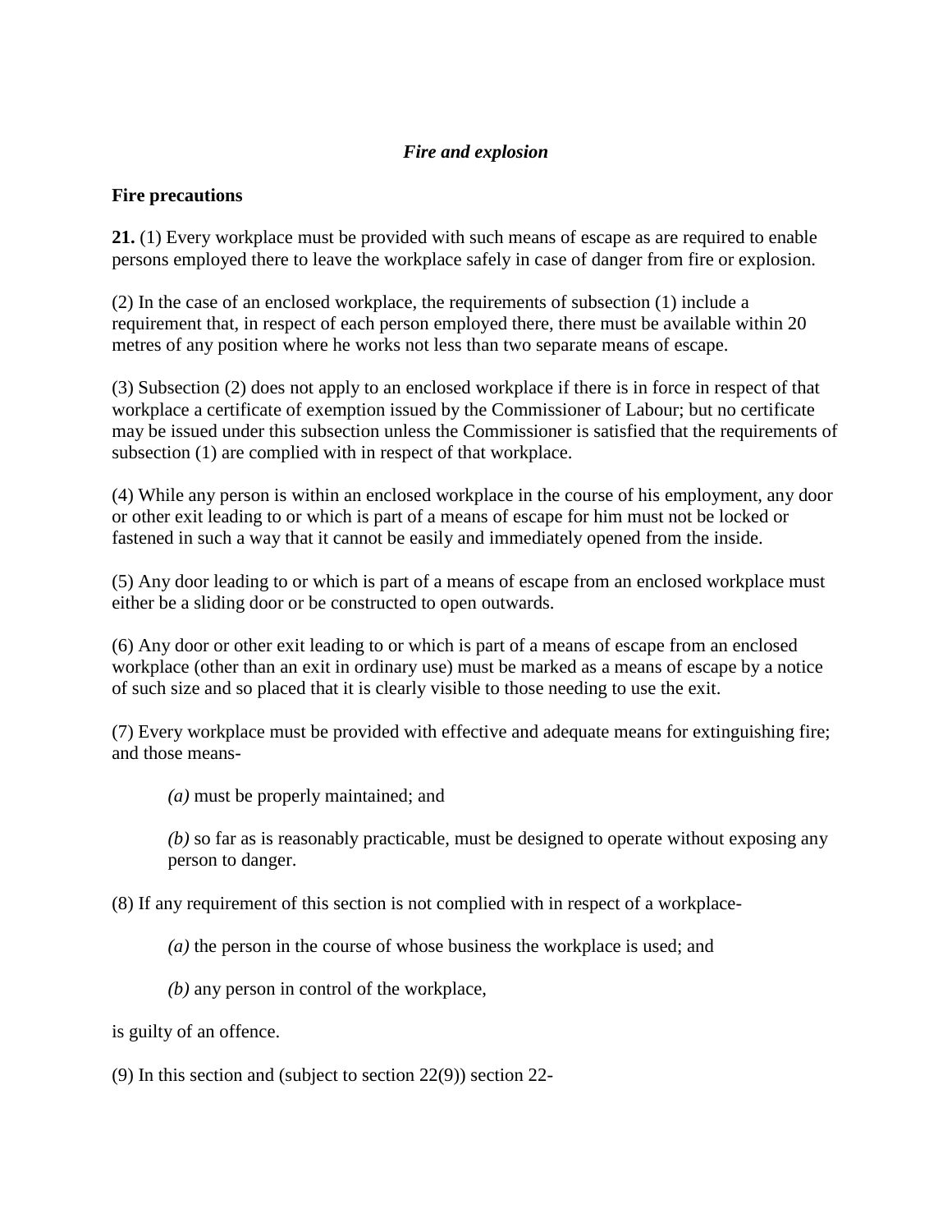*Fire and explosion*

**Fire precautions**

**21.** (1) Every workplace must be provided with such means of escape as are required to enable persons employed there to leave the workplace safely in case of danger from fire or explosion.

(2) In the case of an enclosed workplace, the requirements of subsection (1) include a requirement that, in respect of each person employed there, there must be available within 20 metres of any position where he works not less than two separate means of escape.

(3) Subsection (2) does not apply to an enclosed workplace if there is in force in respect of that workplace a certificate of exemption issued by the Commissioner of Labour; but no certificate may be issued under this subsection unless the Commissioner is satisfied that the requirements of subsection (1) are complied with in respect of that workplace.

(4) While any person is within an enclosed workplace in the course of his employment, any door or other exit leading to or which is part of a means of escape for him must not be locked or fastened in such a way that it cannot be easily and immediately opened from the inside.

(5) Any door leading to or which is part of a means of escape from an enclosed workplace must either be a sliding door or be constructed to open outwards.

(6) Any door or other exit leading to or which is part of a means of escape from an enclosed workplace (other than an exit in ordinary use) must be marked as a means of escape by a notice of such size and so placed that it is clearly visible to those needing to use the exit.

(7) Every workplace must be provided with effective and adequate means for extinguishing fire; and those means-

> *(a)* must be properly maintained; and
>
> *(b)* so far as is reasonably practicable, must be designed to operate without exposing any person to danger.

(8) If any requirement of this section is not complied with in respect of a workplace-

> *(a)* the person in the course of whose business the workplace is used; and
>
> *(b)* any person in control of the workplace,

is guilty of an offence.

(9) In this section and (subject to section 22(9)) section 22-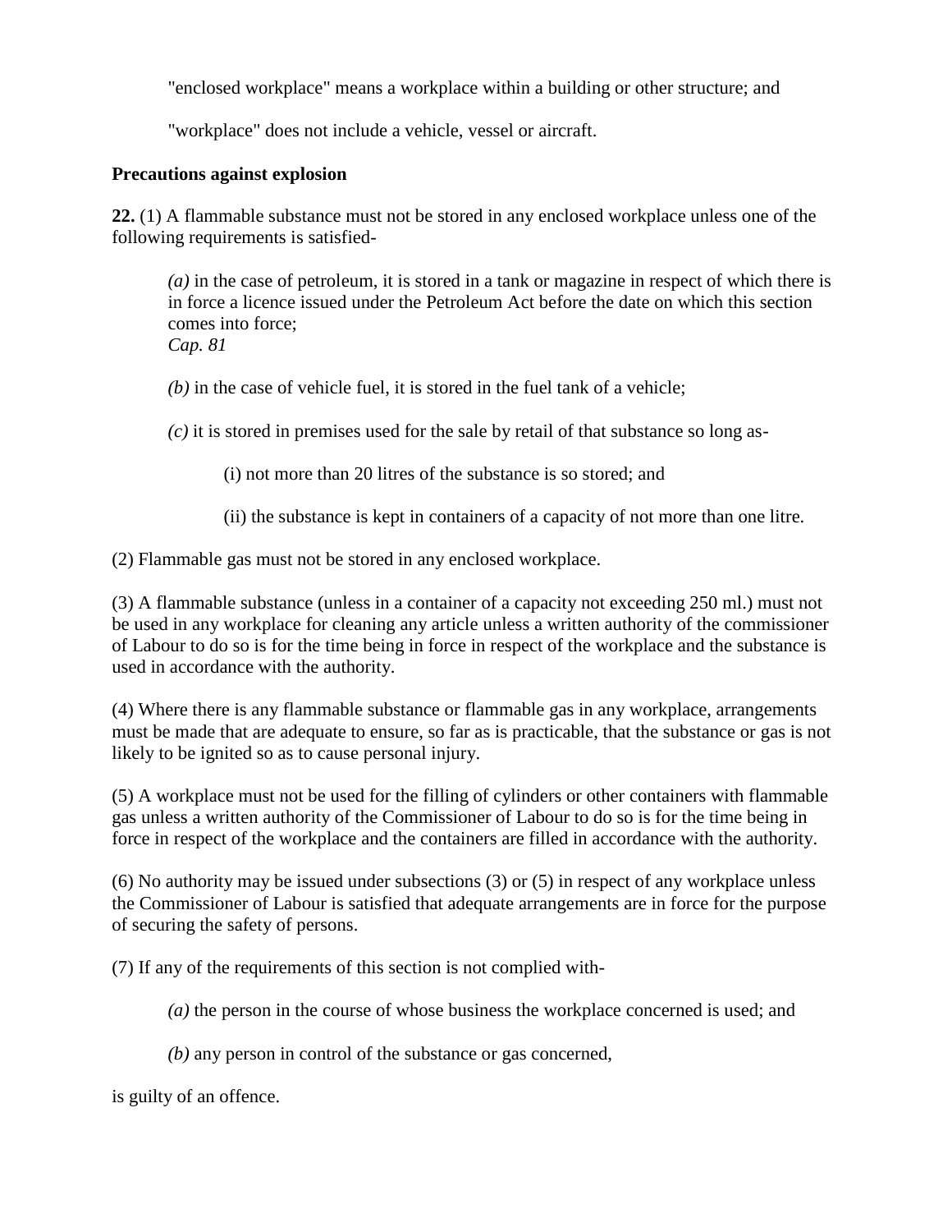"enclosed workplace" means a workplace within a building or other structure; and

"workplace" does not include a vehicle, vessel or aircraft.

**Precautions against explosion**

**22.** (1) A flammable substance must not be stored in any enclosed workplace unless one of the following requirements is satisfied-

*(a)* in the case of petroleum, it is stored in a tank or magazine in respect of which there is in force a licence issued under the Petroleum Act before the date on which this section comes into force;
*Cap. 81*

*(b)* in the case of vehicle fuel, it is stored in the fuel tank of a vehicle;

*(c)* it is stored in premises used for the sale by retail of that substance so long as-

(i) not more than 20 litres of the substance is so stored; and

(ii) the substance is kept in containers of a capacity of not more than one litre.

(2) Flammable gas must not be stored in any enclosed workplace.

(3) A flammable substance (unless in a container of a capacity not exceeding 250 ml.) must not be used in any workplace for cleaning any article unless a written authority of the commissioner of Labour to do so is for the time being in force in respect of the workplace and the substance is used in accordance with the authority.

(4) Where there is any flammable substance or flammable gas in any workplace, arrangements must be made that are adequate to ensure, so far as is practicable, that the substance or gas is not likely to be ignited so as to cause personal injury.

(5) A workplace must not be used for the filling of cylinders or other containers with flammable gas unless a written authority of the Commissioner of Labour to do so is for the time being in force in respect of the workplace and the containers are filled in accordance with the authority.

(6) No authority may be issued under subsections (3) or (5) in respect of any workplace unless the Commissioner of Labour is satisfied that adequate arrangements are in force for the purpose of securing the safety of persons.

(7) If any of the requirements of this section is not complied with-

*(a)* the person in the course of whose business the workplace concerned is used; and

*(b)* any person in control of the substance or gas concerned,

is guilty of an offence.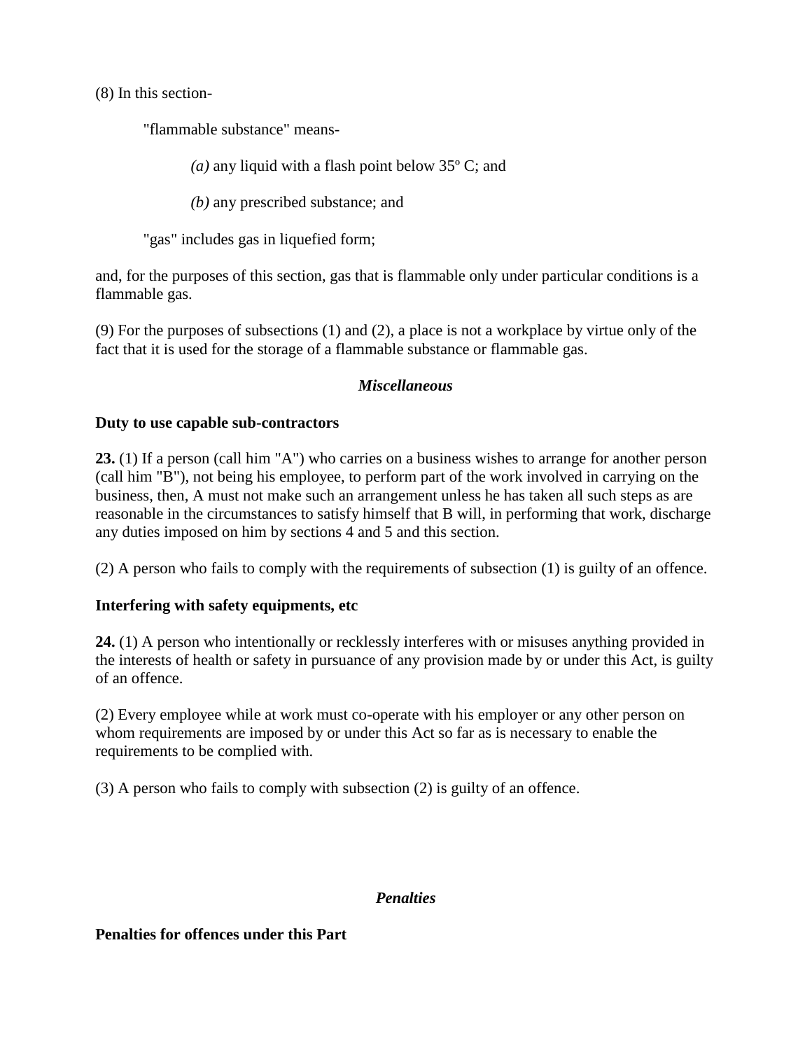(8) In this section-

"flammable substance" means-

*(a)* any liquid with a flash point below 35º C; and

*(b)* any prescribed substance; and

"gas" includes gas in liquefied form;

and, for the purposes of this section, gas that is flammable only under particular conditions is a flammable gas.

(9) For the purposes of subsections (1) and (2), a place is not a workplace by virtue only of the fact that it is used for the storage of a flammable substance or flammable gas.

### *Miscellaneous*

**Duty to use capable sub-contractors**

**23.** (1) If a person (call him "A") who carries on a business wishes to arrange for another person (call him "B"), not being his employee, to perform part of the work involved in carrying on the business, then, A must not make such an arrangement unless he has taken all such steps as are reasonable in the circumstances to satisfy himself that B will, in performing that work, discharge any duties imposed on him by sections 4 and 5 and this section.

(2) A person who fails to comply with the requirements of subsection (1) is guilty of an offence.

**Interfering with safety equipments, etc**

**24.** (1) A person who intentionally or recklessly interferes with or misuses anything provided in the interests of health or safety in pursuance of any provision made by or under this Act, is guilty of an offence.

(2) Every employee while at work must co-operate with his employer or any other person on whom requirements are imposed by or under this Act so far as is necessary to enable the requirements to be complied with.

(3) A person who fails to comply with subsection (2) is guilty of an offence.

### *Penalties*

**Penalties for offences under this Part**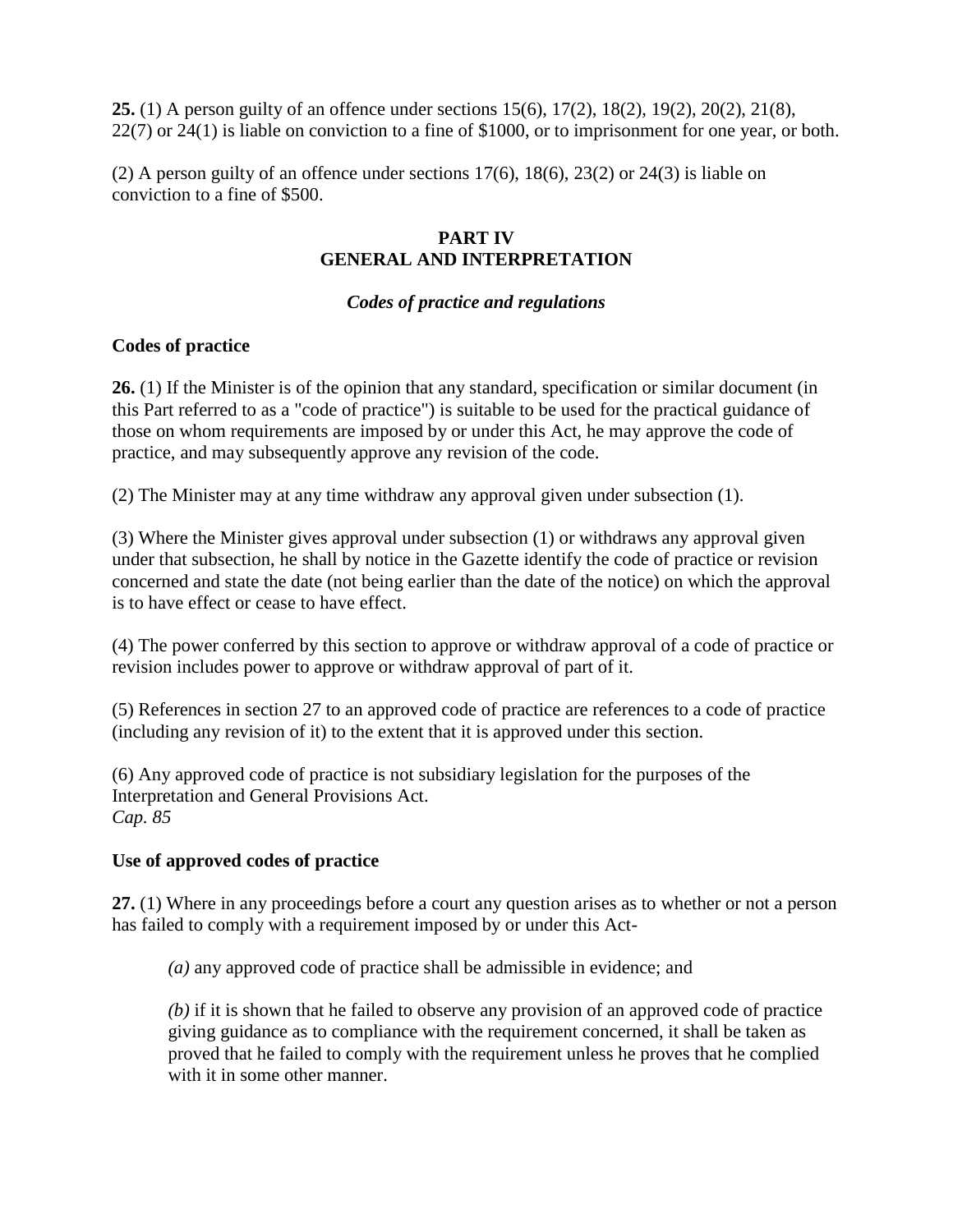**25.** (1) A person guilty of an offence under sections 15(6), 17(2), 18(2), 19(2), 20(2), 21(8), 22(7) or 24(1) is liable on conviction to a fine of $1000, or to imprisonment for one year, or both.

(2) A person guilty of an offence under sections 17(6), 18(6), 23(2) or 24(3) is liable on conviction to a fine of $500.

## PART IV
## GENERAL AND INTERPRETATION

### *Codes of practice and regulations*

**Codes of practice**

**26.** (1) If the Minister is of the opinion that any standard, specification or similar document (in this Part referred to as a "code of practice") is suitable to be used for the practical guidance of those on whom requirements are imposed by or under this Act, he may approve the code of practice, and may subsequently approve any revision of the code.

(2) The Minister may at any time withdraw any approval given under subsection (1).

(3) Where the Minister gives approval under subsection (1) or withdraws any approval given under that subsection, he shall by notice in the Gazette identify the code of practice or revision concerned and state the date (not being earlier than the date of the notice) on which the approval is to have effect or cease to have effect.

(4) The power conferred by this section to approve or withdraw approval of a code of practice or revision includes power to approve or withdraw approval of part of it.

(5) References in section 27 to an approved code of practice are references to a code of practice (including any revision of it) to the extent that it is approved under this section.

(6) Any approved code of practice is not subsidiary legislation for the purposes of the Interpretation and General Provisions Act.
*Cap. 85*

**Use of approved codes of practice**

**27.** (1) Where in any proceedings before a court any question arises as to whether or not a person has failed to comply with a requirement imposed by or under this Act-

*(a)* any approved code of practice shall be admissible in evidence; and

*(b)* if it is shown that he failed to observe any provision of an approved code of practice giving guidance as to compliance with the requirement concerned, it shall be taken as proved that he failed to comply with the requirement unless he proves that he complied with it in some other manner.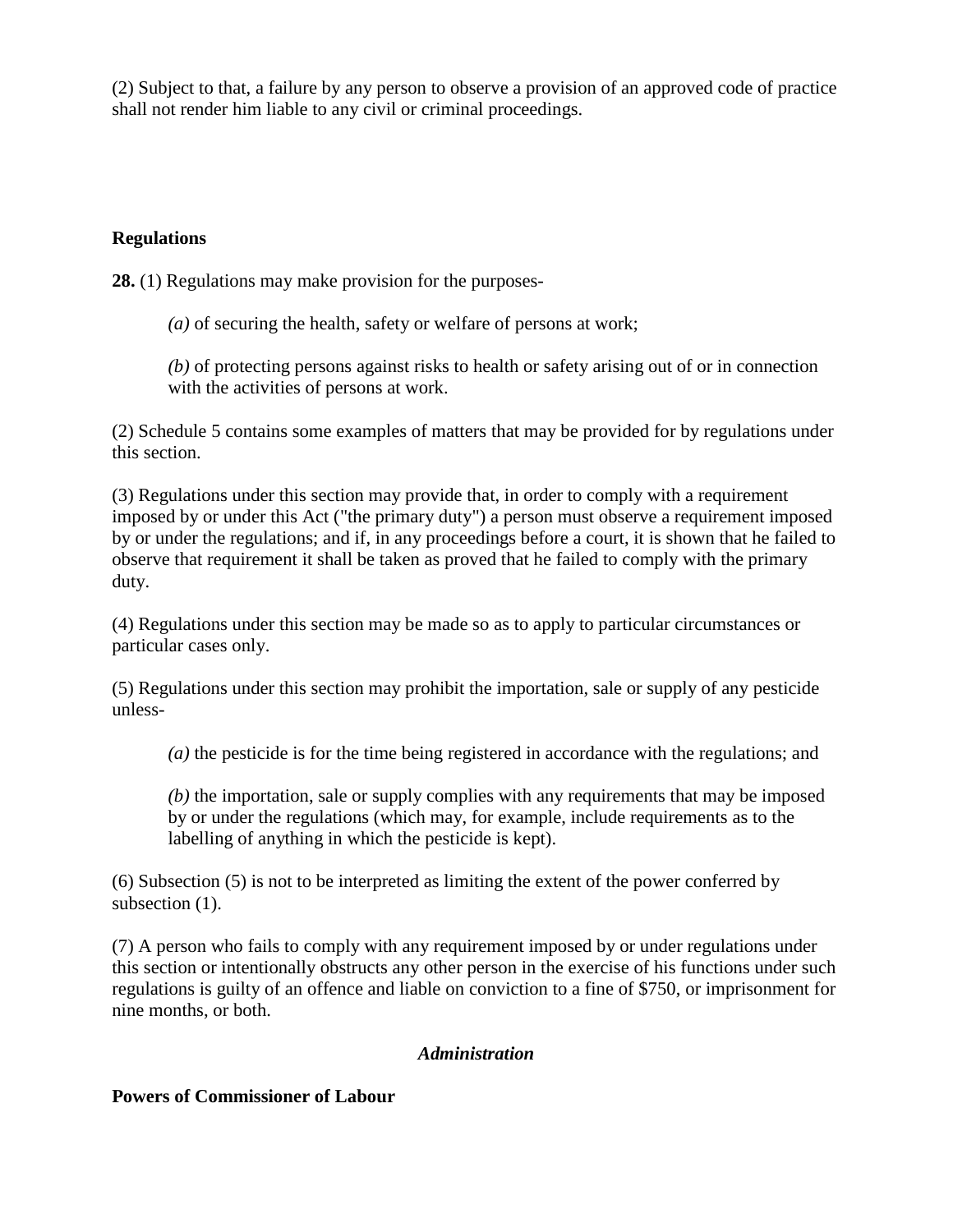(2) Subject to that, a failure by any person to observe a provision of an approved code of practice shall not render him liable to any civil or criminal proceedings.

**Regulations**

**28.** (1) Regulations may make provision for the purposes-

> *(a)* of securing the health, safety or welfare of persons at work;
>
> *(b)* of protecting persons against risks to health or safety arising out of or in connection with the activities of persons at work.

(2) Schedule 5 contains some examples of matters that may be provided for by regulations under this section.

(3) Regulations under this section may provide that, in order to comply with a requirement imposed by or under this Act ("the primary duty") a person must observe a requirement imposed by or under the regulations; and if, in any proceedings before a court, it is shown that he failed to observe that requirement it shall be taken as proved that he failed to comply with the primary duty.

(4) Regulations under this section may be made so as to apply to particular circumstances or particular cases only.

(5) Regulations under this section may prohibit the importation, sale or supply of any pesticide unless-

> *(a)* the pesticide is for the time being registered in accordance with the regulations; and
>
> *(b)* the importation, sale or supply complies with any requirements that may be imposed by or under the regulations (which may, for example, include requirements as to the labelling of anything in which the pesticide is kept).

(6) Subsection (5) is not to be interpreted as limiting the extent of the power conferred by subsection (1).

(7) A person who fails to comply with any requirement imposed by or under regulations under this section or intentionally obstructs any other person in the exercise of his functions under such regulations is guilty of an offence and liable on conviction to a fine of $750, or imprisonment for nine months, or both.

***Administration***

**Powers of Commissioner of Labour**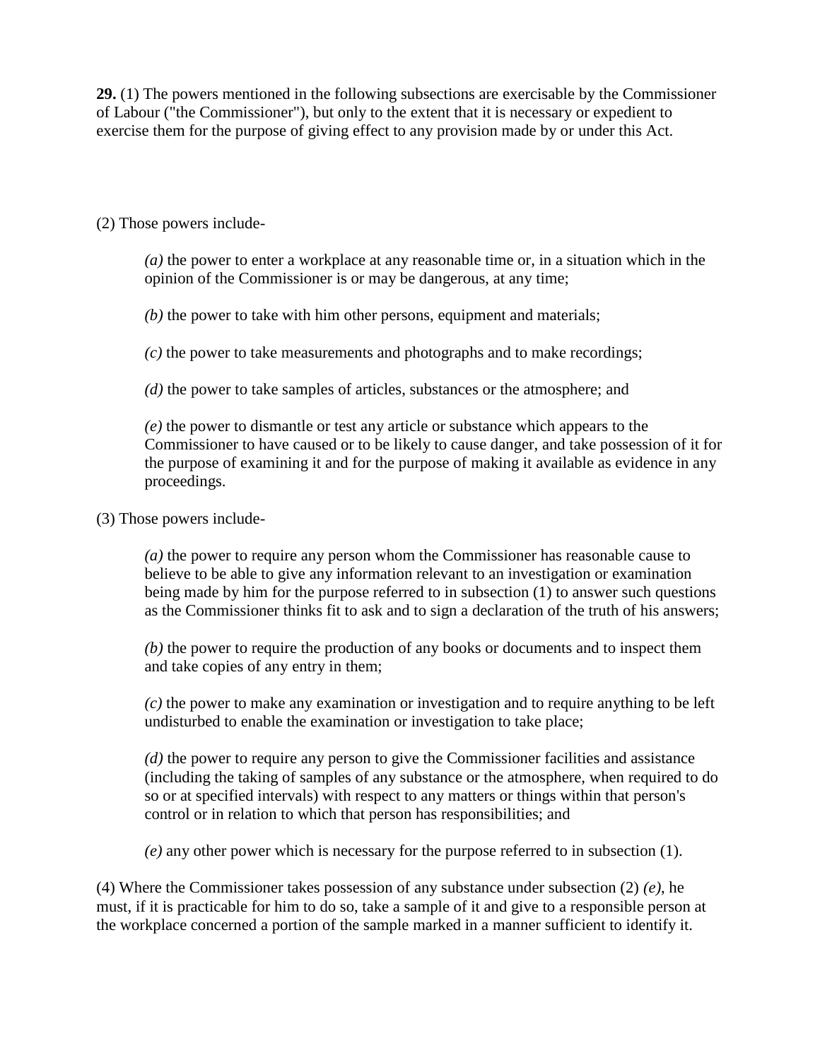**29.** (1) The powers mentioned in the following subsections are exercisable by the Commissioner of Labour ("the Commissioner"), but only to the extent that it is necessary or expedient to exercise them for the purpose of giving effect to any provision made by or under this Act.

(2) Those powers include-

> *(a)* the power to enter a workplace at any reasonable time or, in a situation which in the opinion of the Commissioner is or may be dangerous, at any time;
>
> *(b)* the power to take with him other persons, equipment and materials;
>
> *(c)* the power to take measurements and photographs and to make recordings;
>
> *(d)* the power to take samples of articles, substances or the atmosphere; and
>
> *(e)* the power to dismantle or test any article or substance which appears to the Commissioner to have caused or to be likely to cause danger, and take possession of it for the purpose of examining it and for the purpose of making it available as evidence in any proceedings.

(3) Those powers include-

> *(a)* the power to require any person whom the Commissioner has reasonable cause to believe to be able to give any information relevant to an investigation or examination being made by him for the purpose referred to in subsection (1) to answer such questions as the Commissioner thinks fit to ask and to sign a declaration of the truth of his answers;
>
> *(b)* the power to require the production of any books or documents and to inspect them and take copies of any entry in them;
>
> *(c)* the power to make any examination or investigation and to require anything to be left undisturbed to enable the examination or investigation to take place;
>
> *(d)* the power to require any person to give the Commissioner facilities and assistance (including the taking of samples of any substance or the atmosphere, when required to do so or at specified intervals) with respect to any matters or things within that person's control or in relation to which that person has responsibilities; and
>
> *(e)* any other power which is necessary for the purpose referred to in subsection (1).

(4) Where the Commissioner takes possession of any substance under subsection (2) *(e)*, he must, if it is practicable for him to do so, take a sample of it and give to a responsible person at the workplace concerned a portion of the sample marked in a manner sufficient to identify it.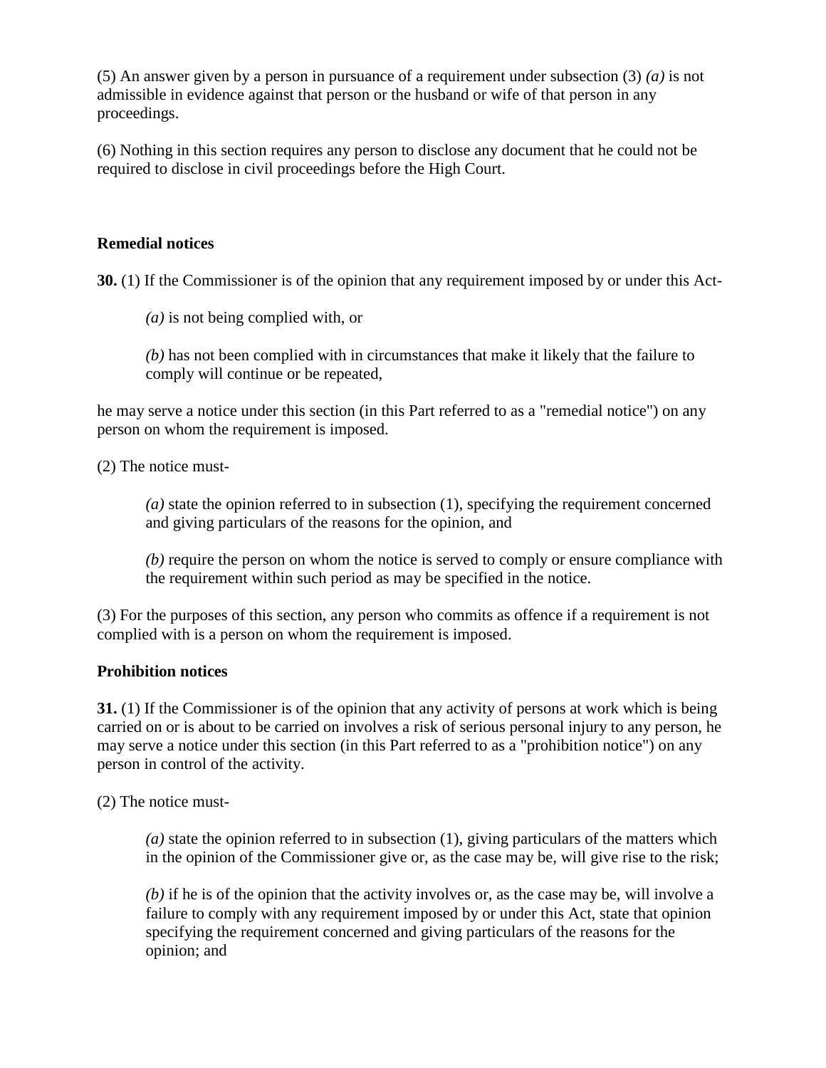(5) An answer given by a person in pursuance of a requirement under subsection (3) *(a)* is not admissible in evidence against that person or the husband or wife of that person in any proceedings.

(6) Nothing in this section requires any person to disclose any document that he could not be required to disclose in civil proceedings before the High Court.

**Remedial notices**

**30.** (1) If the Commissioner is of the opinion that any requirement imposed by or under this Act-

> *(a)* is not being complied with, or
>
> *(b)* has not been complied with in circumstances that make it likely that the failure to comply will continue or be repeated,

he may serve a notice under this section (in this Part referred to as a "remedial notice") on any person on whom the requirement is imposed.

(2) The notice must-

> *(a)* state the opinion referred to in subsection (1), specifying the requirement concerned and giving particulars of the reasons for the opinion, and
>
> *(b)* require the person on whom the notice is served to comply or ensure compliance with the requirement within such period as may be specified in the notice.

(3) For the purposes of this section, any person who commits as offence if a requirement is not complied with is a person on whom the requirement is imposed.

**Prohibition notices**

**31.** (1) If the Commissioner is of the opinion that any activity of persons at work which is being carried on or is about to be carried on involves a risk of serious personal injury to any person, he may serve a notice under this section (in this Part referred to as a "prohibition notice") on any person in control of the activity.

(2) The notice must-

> *(a)* state the opinion referred to in subsection (1), giving particulars of the matters which in the opinion of the Commissioner give or, as the case may be, will give rise to the risk;
>
> *(b)* if he is of the opinion that the activity involves or, as the case may be, will involve a failure to comply with any requirement imposed by or under this Act, state that opinion specifying the requirement concerned and giving particulars of the reasons for the opinion; and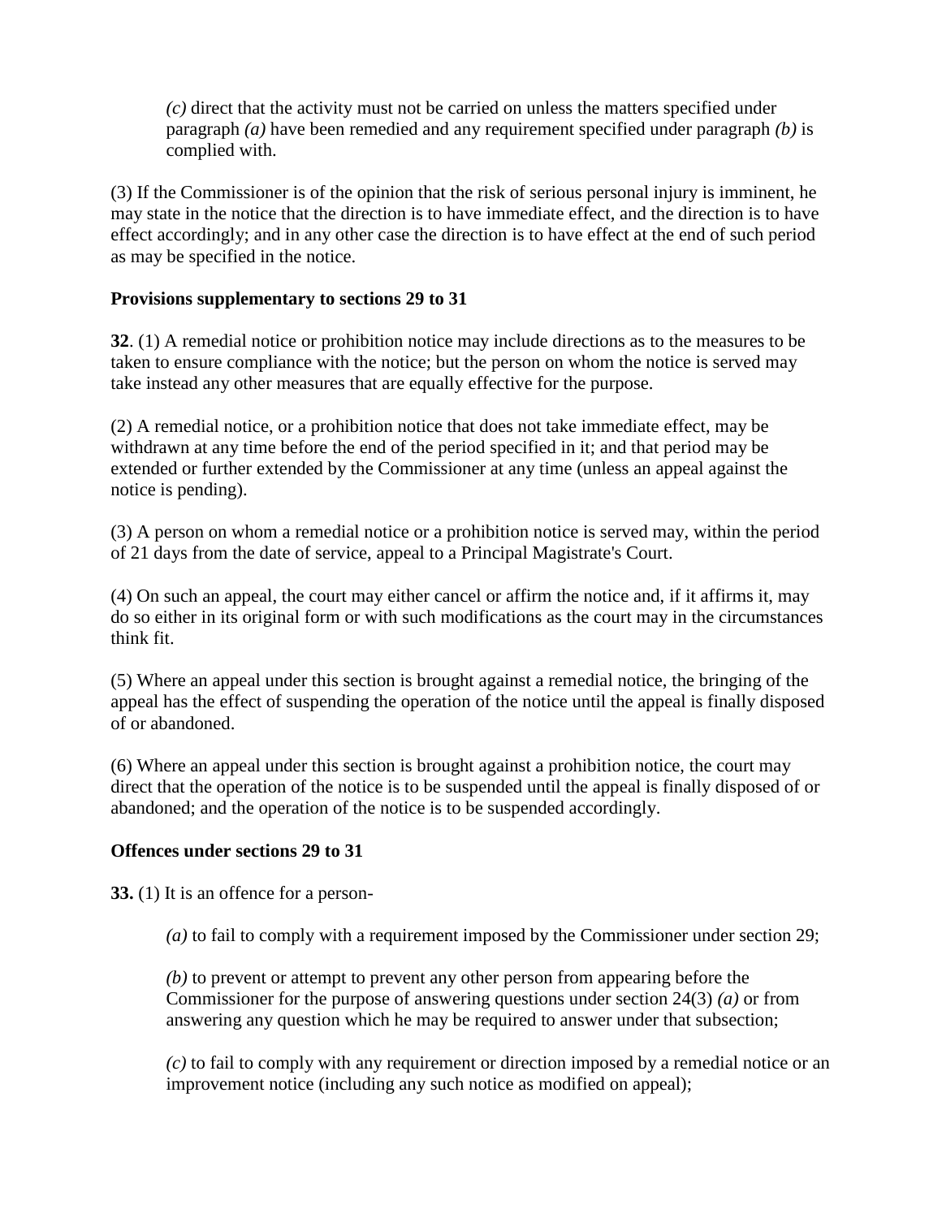*(c)* direct that the activity must not be carried on unless the matters specified under paragraph *(a)* have been remedied and any requirement specified under paragraph *(b)* is complied with.

(3) If the Commissioner is of the opinion that the risk of serious personal injury is imminent, he may state in the notice that the direction is to have immediate effect, and the direction is to have effect accordingly; and in any other case the direction is to have effect at the end of such period as may be specified in the notice.

**Provisions supplementary to sections 29 to 31**

**32**. (1) A remedial notice or prohibition notice may include directions as to the measures to be taken to ensure compliance with the notice; but the person on whom the notice is served may take instead any other measures that are equally effective for the purpose.

(2) A remedial notice, or a prohibition notice that does not take immediate effect, may be withdrawn at any time before the end of the period specified in it; and that period may be extended or further extended by the Commissioner at any time (unless an appeal against the notice is pending).

(3) A person on whom a remedial notice or a prohibition notice is served may, within the period of 21 days from the date of service, appeal to a Principal Magistrate's Court.

(4) On such an appeal, the court may either cancel or affirm the notice and, if it affirms it, may do so either in its original form or with such modifications as the court may in the circumstances think fit.

(5) Where an appeal under this section is brought against a remedial notice, the bringing of the appeal has the effect of suspending the operation of the notice until the appeal is finally disposed of or abandoned.

(6) Where an appeal under this section is brought against a prohibition notice, the court may direct that the operation of the notice is to be suspended until the appeal is finally disposed of or abandoned; and the operation of the notice is to be suspended accordingly.

**Offences under sections 29 to 31**

**33.** (1) It is an offence for a person-

*(a)* to fail to comply with a requirement imposed by the Commissioner under section 29;

*(b)* to prevent or attempt to prevent any other person from appearing before the Commissioner for the purpose of answering questions under section 24(3) *(a)* or from answering any question which he may be required to answer under that subsection;

*(c)* to fail to comply with any requirement or direction imposed by a remedial notice or an improvement notice (including any such notice as modified on appeal);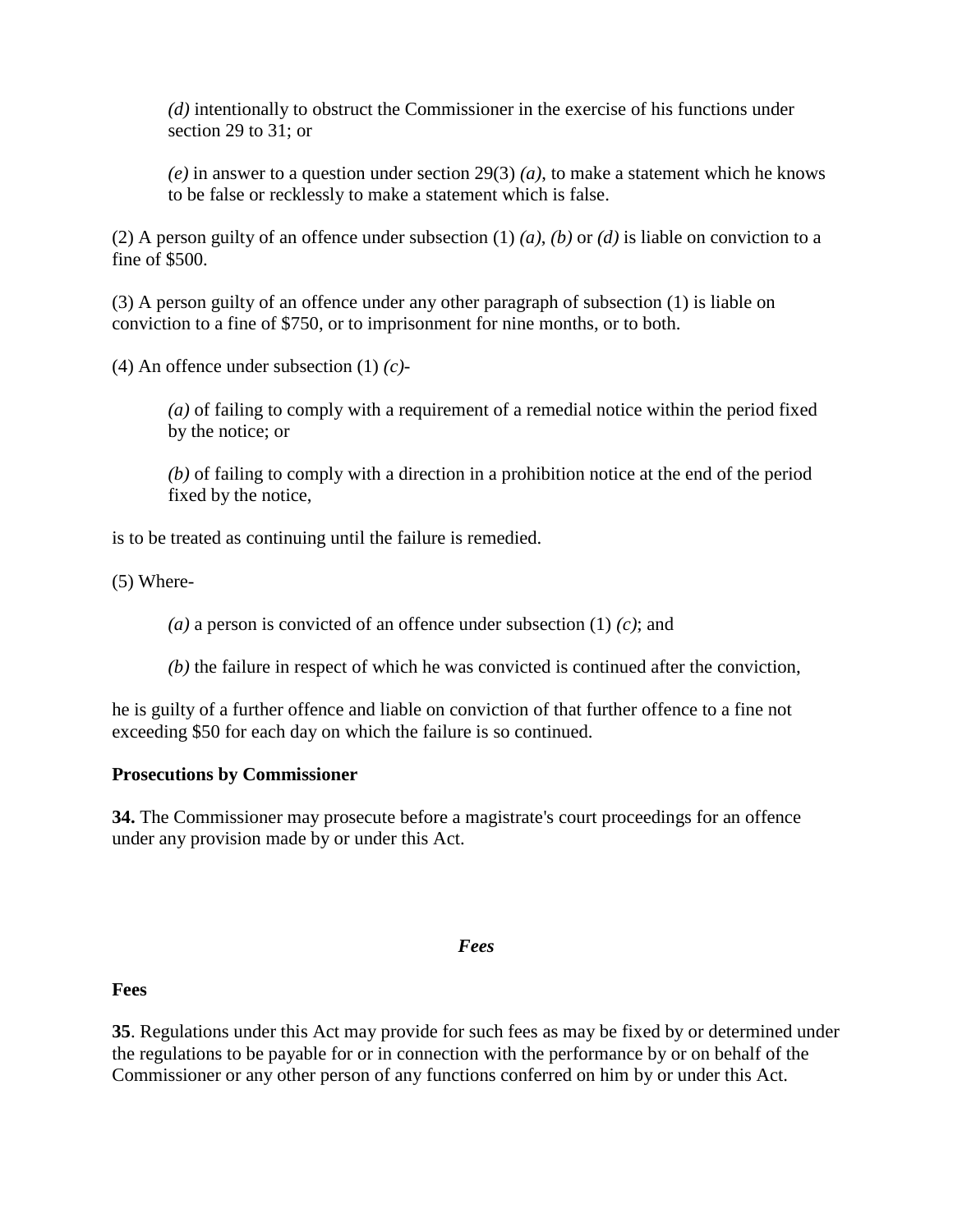*(d)* intentionally to obstruct the Commissioner in the exercise of his functions under section 29 to 31; or

*(e)* in answer to a question under section 29(3) *(a)*, to make a statement which he knows to be false or recklessly to make a statement which is false.

(2) A person guilty of an offence under subsection (1) *(a)*, *(b)* or *(d)* is liable on conviction to a fine of $500.

(3) A person guilty of an offence under any other paragraph of subsection (1) is liable on conviction to a fine of $750, or to imprisonment for nine months, or to both.

(4) An offence under subsection (1) *(c)*-

*(a)* of failing to comply with a requirement of a remedial notice within the period fixed by the notice; or

*(b)* of failing to comply with a direction in a prohibition notice at the end of the period fixed by the notice,

is to be treated as continuing until the failure is remedied.

(5) Where-

*(a)* a person is convicted of an offence under subsection (1) *(c)*; and

*(b)* the failure in respect of which he was convicted is continued after the conviction,

he is guilty of a further offence and liable on conviction of that further offence to a fine not exceeding $50 for each day on which the failure is so continued.

**Prosecutions by Commissioner**

**34.** The Commissioner may prosecute before a magistrate's court proceedings for an offence under any provision made by or under this Act.

***Fees***

**Fees**

**35**. Regulations under this Act may provide for such fees as may be fixed by or determined under the regulations to be payable for or in connection with the performance by or on behalf of the Commissioner or any other person of any functions conferred on him by or under this Act.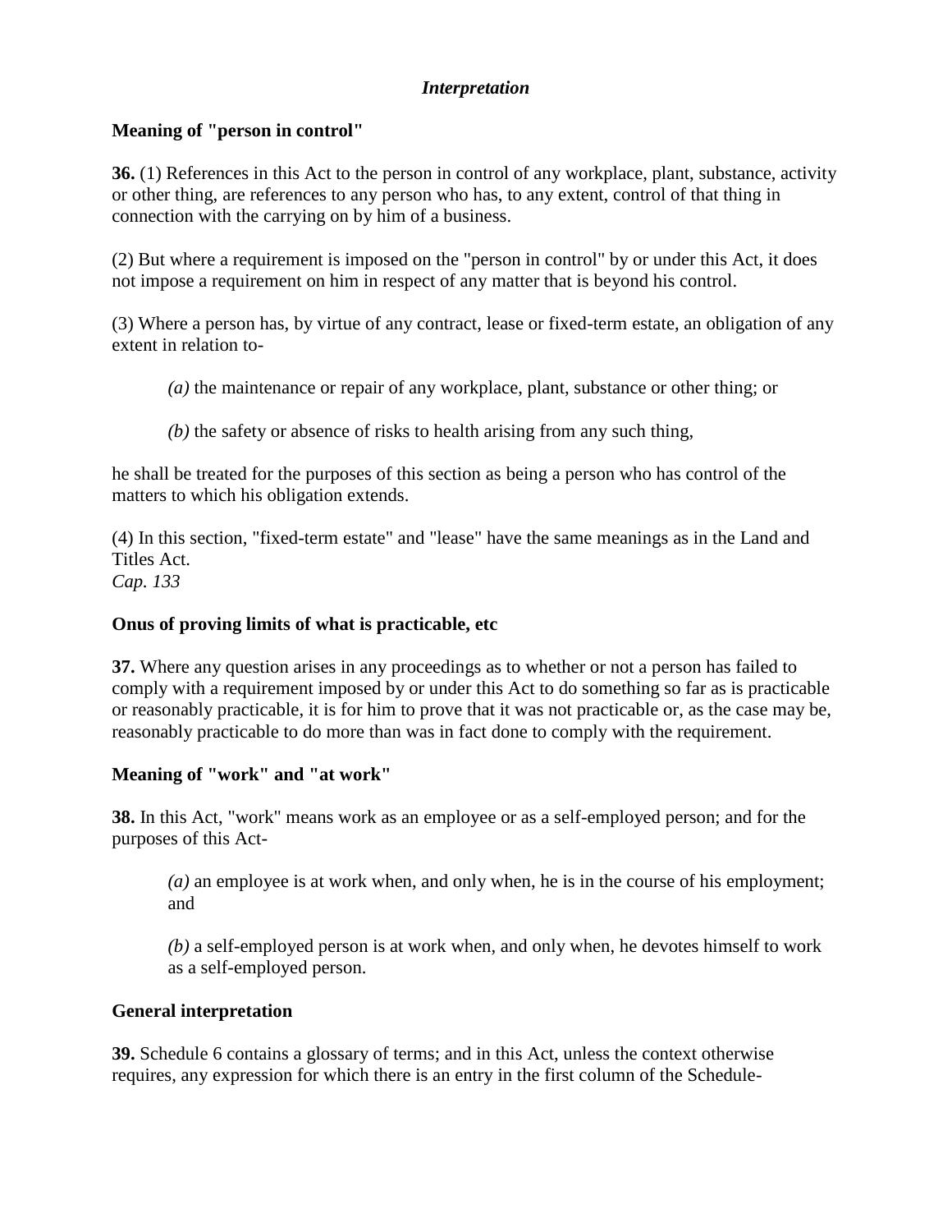*Interpretation*

**Meaning of "person in control"**

**36.** (1) References in this Act to the person in control of any workplace, plant, substance, activity or other thing, are references to any person who has, to any extent, control of that thing in connection with the carrying on by him of a business.

(2) But where a requirement is imposed on the "person in control" by or under this Act, it does not impose a requirement on him in respect of any matter that is beyond his control.

(3) Where a person has, by virtue of any contract, lease or fixed-term estate, an obligation of any extent in relation to-

> *(a)* the maintenance or repair of any workplace, plant, substance or other thing; or
>
> *(b)* the safety or absence of risks to health arising from any such thing,

he shall be treated for the purposes of this section as being a person who has control of the matters to which his obligation extends.

(4) In this section, "fixed-term estate" and "lease" have the same meanings as in the Land and Titles Act.
*Cap. 133*

**Onus of proving limits of what is practicable, etc**

**37.** Where any question arises in any proceedings as to whether or not a person has failed to comply with a requirement imposed by or under this Act to do something so far as is practicable or reasonably practicable, it is for him to prove that it was not practicable or, as the case may be, reasonably practicable to do more than was in fact done to comply with the requirement.

**Meaning of "work" and "at work"**

**38.** In this Act, "work" means work as an employee or as a self-employed person; and for the purposes of this Act-

> *(a)* an employee is at work when, and only when, he is in the course of his employment; and
>
> *(b)* a self-employed person is at work when, and only when, he devotes himself to work as a self-employed person.

**General interpretation**

**39.** Schedule 6 contains a glossary of terms; and in this Act, unless the context otherwise requires, any expression for which there is an entry in the first column of the Schedule-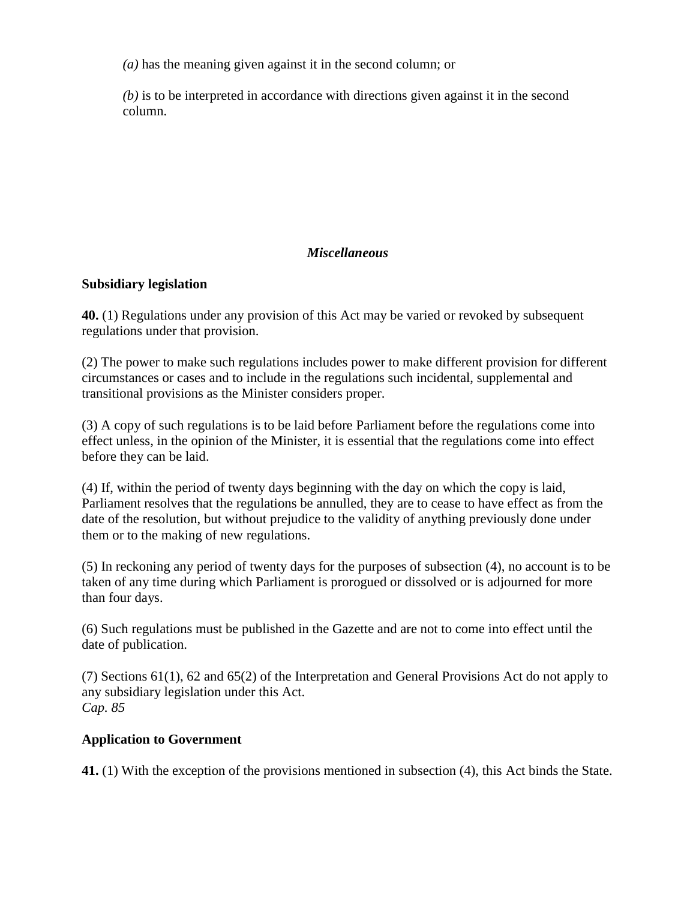*(a)* has the meaning given against it in the second column; or

*(b)* is to be interpreted in accordance with directions given against it in the second column.

### *Miscellaneous*

**Subsidiary legislation**

**40.** (1) Regulations under any provision of this Act may be varied or revoked by subsequent regulations under that provision.

(2) The power to make such regulations includes power to make different provision for different circumstances or cases and to include in the regulations such incidental, supplemental and transitional provisions as the Minister considers proper.

(3) A copy of such regulations is to be laid before Parliament before the regulations come into effect unless, in the opinion of the Minister, it is essential that the regulations come into effect before they can be laid.

(4) If, within the period of twenty days beginning with the day on which the copy is laid, Parliament resolves that the regulations be annulled, they are to cease to have effect as from the date of the resolution, but without prejudice to the validity of anything previously done under them or to the making of new regulations.

(5) In reckoning any period of twenty days for the purposes of subsection (4), no account is to be taken of any time during which Parliament is prorogued or dissolved or is adjourned for more than four days.

(6) Such regulations must be published in the Gazette and are not to come into effect until the date of publication.

(7) Sections 61(1), 62 and 65(2) of the Interpretation and General Provisions Act do not apply to any subsidiary legislation under this Act.
*Cap. 85*

**Application to Government**

**41.** (1) With the exception of the provisions mentioned in subsection (4), this Act binds the State.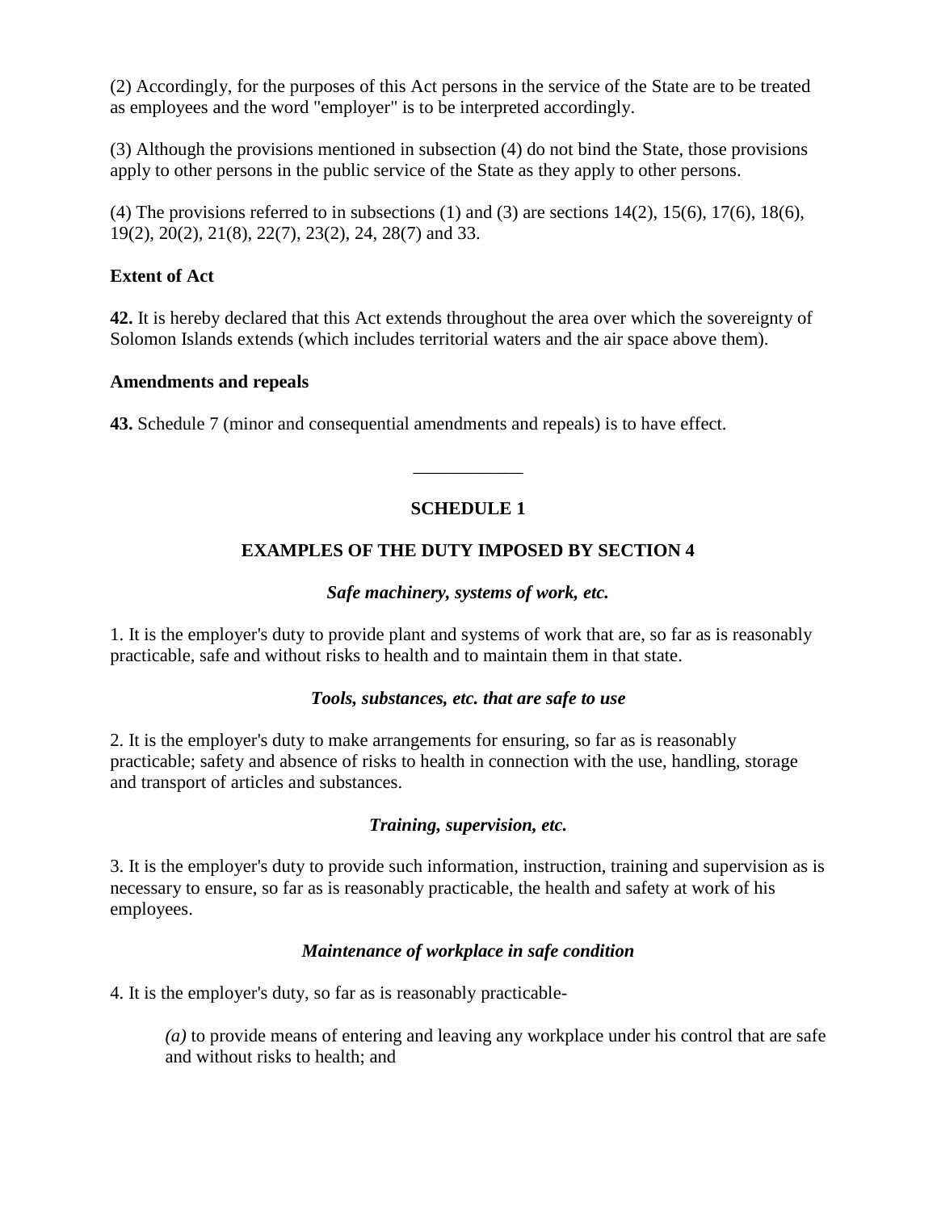(2) Accordingly, for the purposes of this Act persons in the service of the State are to be treated as employees and the word "employer" is to be interpreted accordingly.

(3) Although the provisions mentioned in subsection (4) do not bind the State, those provisions apply to other persons in the public service of the State as they apply to other persons.

(4) The provisions referred to in subsections (1) and (3) are sections 14(2), 15(6), 17(6), 18(6), 19(2), 20(2), 21(8), 22(7), 23(2), 24, 28(7) and 33.

**Extent of Act**

**42.** It is hereby declared that this Act extends throughout the area over which the sovereignty of Solomon Islands extends (which includes territorial waters and the air space above them).

**Amendments and repeals**

**43.** Schedule 7 (minor and consequential amendments and repeals) is to have effect.

---

## SCHEDULE 1

### EXAMPLES OF THE DUTY IMPOSED BY SECTION 4

***Safe machinery, systems of work, etc.***

1. It is the employer's duty to provide plant and systems of work that are, so far as is reasonably practicable, safe and without risks to health and to maintain them in that state.

***Tools, substances, etc. that are safe to use***

2. It is the employer's duty to make arrangements for ensuring, so far as is reasonably practicable; safety and absence of risks to health in connection with the use, handling, storage and transport of articles and substances.

***Training, supervision, etc.***

3. It is the employer's duty to provide such information, instruction, training and supervision as is necessary to ensure, so far as is reasonably practicable, the health and safety at work of his employees.

***Maintenance of workplace in safe condition***

4. It is the employer's duty, so far as is reasonably practicable-

*(a)* to provide means of entering and leaving any workplace under his control that are safe and without risks to health; and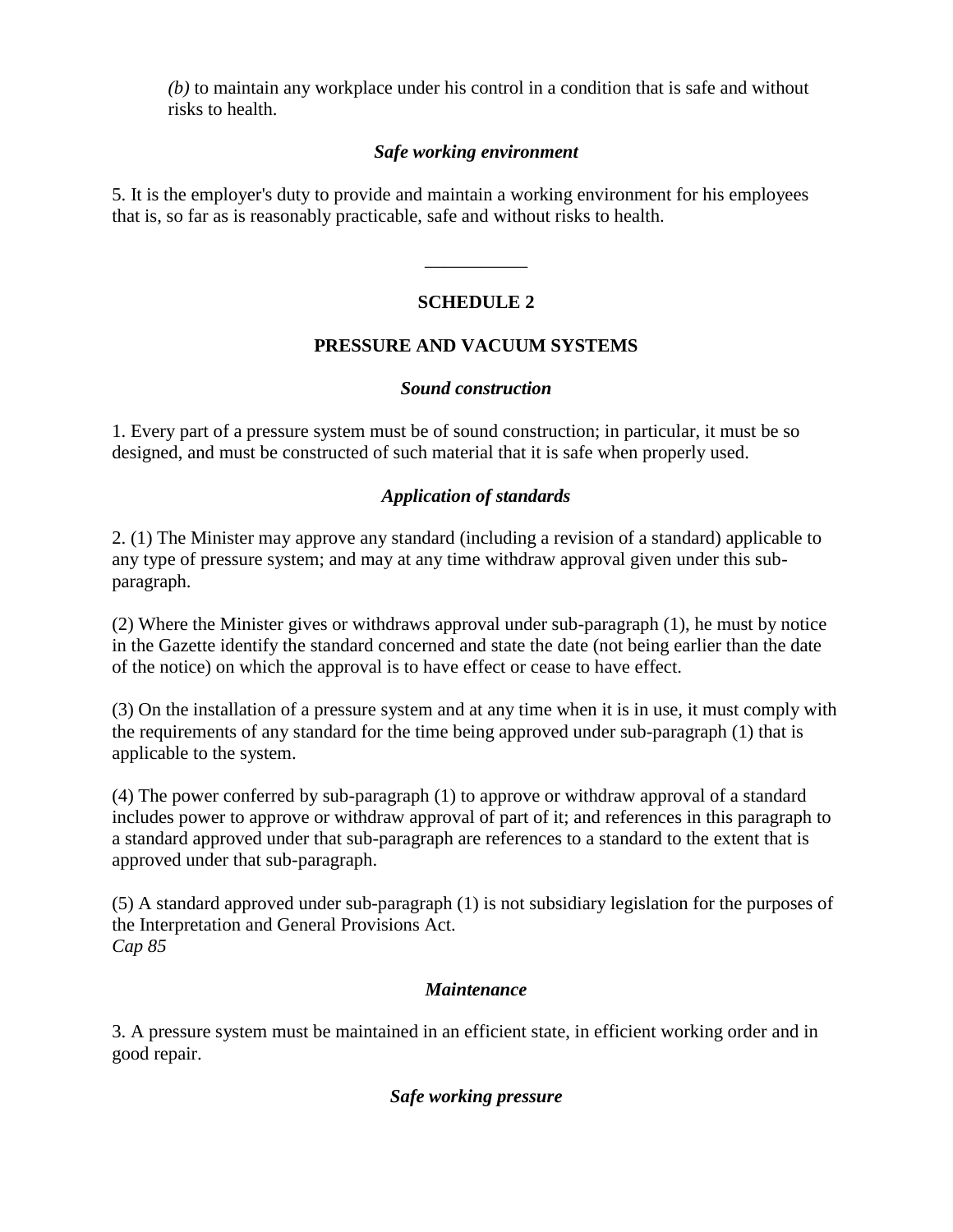*(b)* to maintain any workplace under his control in a condition that is safe and without risks to health.

*Safe working environment*

5. It is the employer's duty to provide and maintain a working environment for his employees that is, so far as is reasonably practicable, safe and without risks to health.

---

## SCHEDULE 2

## PRESSURE AND VACUUM SYSTEMS

*Sound construction*

1. Every part of a pressure system must be of sound construction; in particular, it must be so designed, and must be constructed of such material that it is safe when properly used.

*Application of standards*

2. (1) The Minister may approve any standard (including a revision of a standard) applicable to any type of pressure system; and may at any time withdraw approval given under this sub-paragraph.

(2) Where the Minister gives or withdraws approval under sub-paragraph (1), he must by notice in the Gazette identify the standard concerned and state the date (not being earlier than the date of the notice) on which the approval is to have effect or cease to have effect.

(3) On the installation of a pressure system and at any time when it is in use, it must comply with the requirements of any standard for the time being approved under sub-paragraph (1) that is applicable to the system.

(4) The power conferred by sub-paragraph (1) to approve or withdraw approval of a standard includes power to approve or withdraw approval of part of it; and references in this paragraph to a standard approved under that sub-paragraph are references to a standard to the extent that is approved under that sub-paragraph.

(5) A standard approved under sub-paragraph (1) is not subsidiary legislation for the purposes of the Interpretation and General Provisions Act.
*Cap 85*

*Maintenance*

3. A pressure system must be maintained in an efficient state, in efficient working order and in good repair.

*Safe working pressure*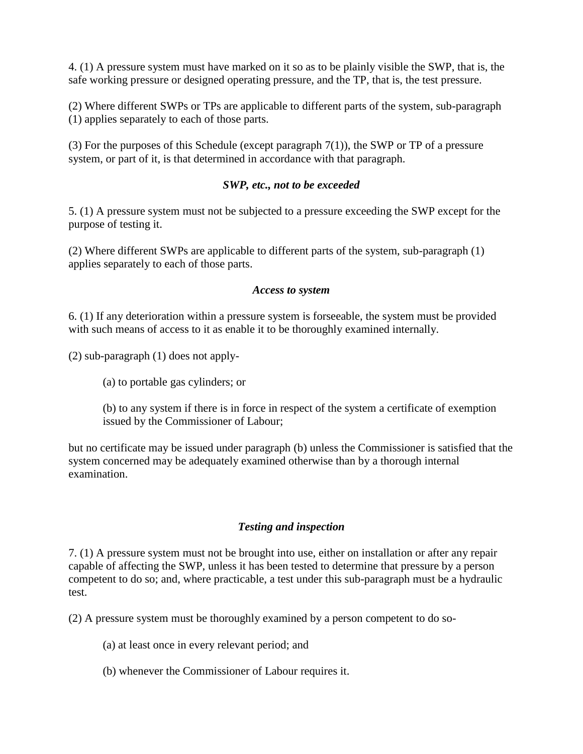4. (1) A pressure system must have marked on it so as to be plainly visible the SWP, that is, the safe working pressure or designed operating pressure, and the TP, that is, the test pressure.

(2) Where different SWPs or TPs are applicable to different parts of the system, sub-paragraph (1) applies separately to each of those parts.

(3) For the purposes of this Schedule (except paragraph 7(1)), the SWP or TP of a pressure system, or part of it, is that determined in accordance with that paragraph.

***SWP, etc., not to be exceeded***

5. (1) A pressure system must not be subjected to a pressure exceeding the SWP except for the purpose of testing it.

(2) Where different SWPs are applicable to different parts of the system, sub-paragraph (1) applies separately to each of those parts.

***Access to system***

6. (1) If any deterioration within a pressure system is forseeable, the system must be provided with such means of access to it as enable it to be thoroughly examined internally.

(2) sub-paragraph (1) does not apply-

(a) to portable gas cylinders; or

(b) to any system if there is in force in respect of the system a certificate of exemption issued by the Commissioner of Labour;

but no certificate may be issued under paragraph (b) unless the Commissioner is satisfied that the system concerned may be adequately examined otherwise than by a thorough internal examination.

***Testing and inspection***

7. (1) A pressure system must not be brought into use, either on installation or after any repair capable of affecting the SWP, unless it has been tested to determine that pressure by a person competent to do so; and, where practicable, a test under this sub-paragraph must be a hydraulic test.

(2) A pressure system must be thoroughly examined by a person competent to do so-

(a) at least once in every relevant period; and

(b) whenever the Commissioner of Labour requires it.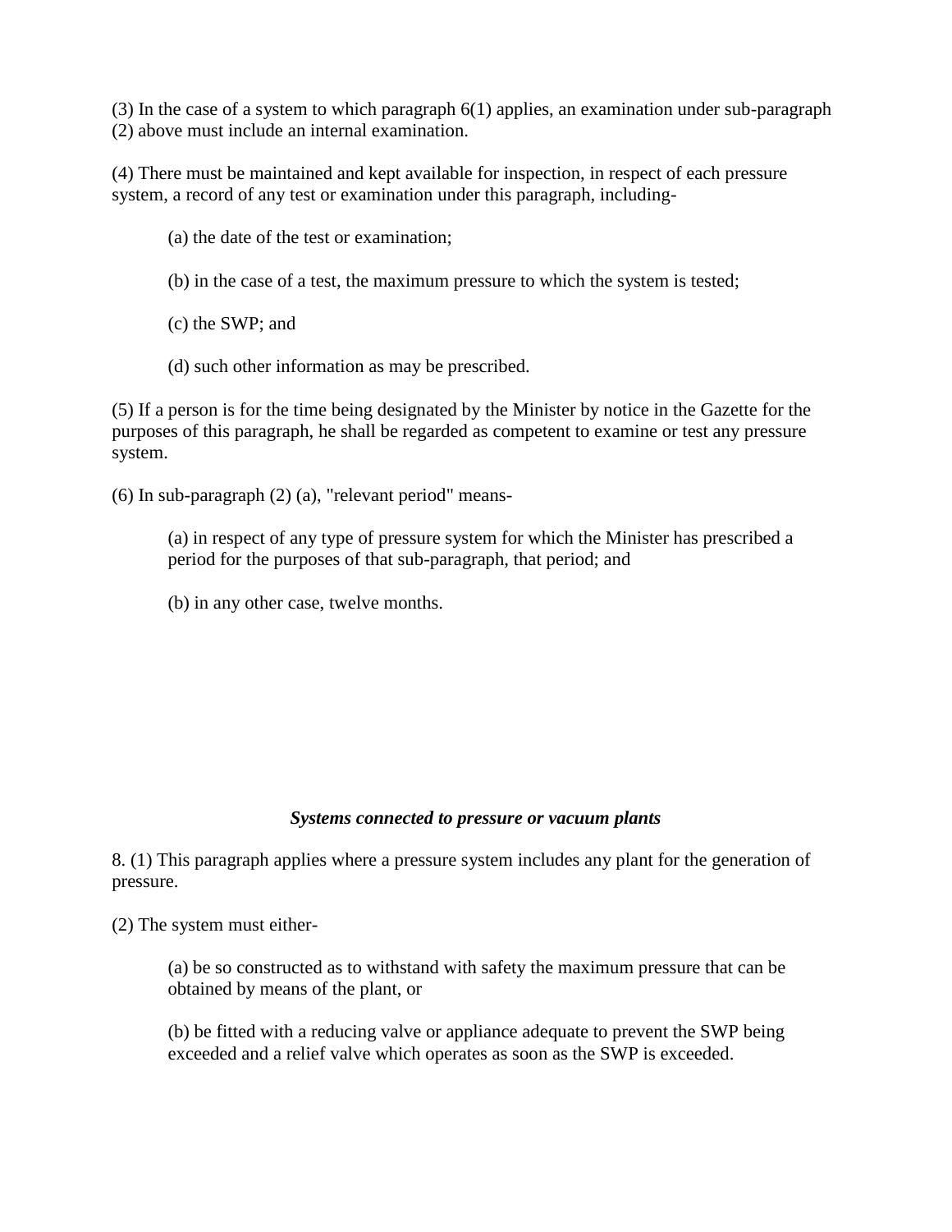(3) In the case of a system to which paragraph 6(1) applies, an examination under sub-paragraph (2) above must include an internal examination.

(4) There must be maintained and kept available for inspection, in respect of each pressure system, a record of any test or examination under this paragraph, including-

(a) the date of the test or examination;

(b) in the case of a test, the maximum pressure to which the system is tested;

(c) the SWP; and

(d) such other information as may be prescribed.

(5) If a person is for the time being designated by the Minister by notice in the Gazette for the purposes of this paragraph, he shall be regarded as competent to examine or test any pressure system.

(6) In sub-paragraph (2) (a), "relevant period" means-

(a) in respect of any type of pressure system for which the Minister has prescribed a period for the purposes of that sub-paragraph, that period; and

(b) in any other case, twelve months.

### *Systems connected to pressure or vacuum plants*

8. (1) This paragraph applies where a pressure system includes any plant for the generation of pressure.

(2) The system must either-

(a) be so constructed as to withstand with safety the maximum pressure that can be obtained by means of the plant, or

(b) be fitted with a reducing valve or appliance adequate to prevent the SWP being exceeded and a relief valve which operates as soon as the SWP is exceeded.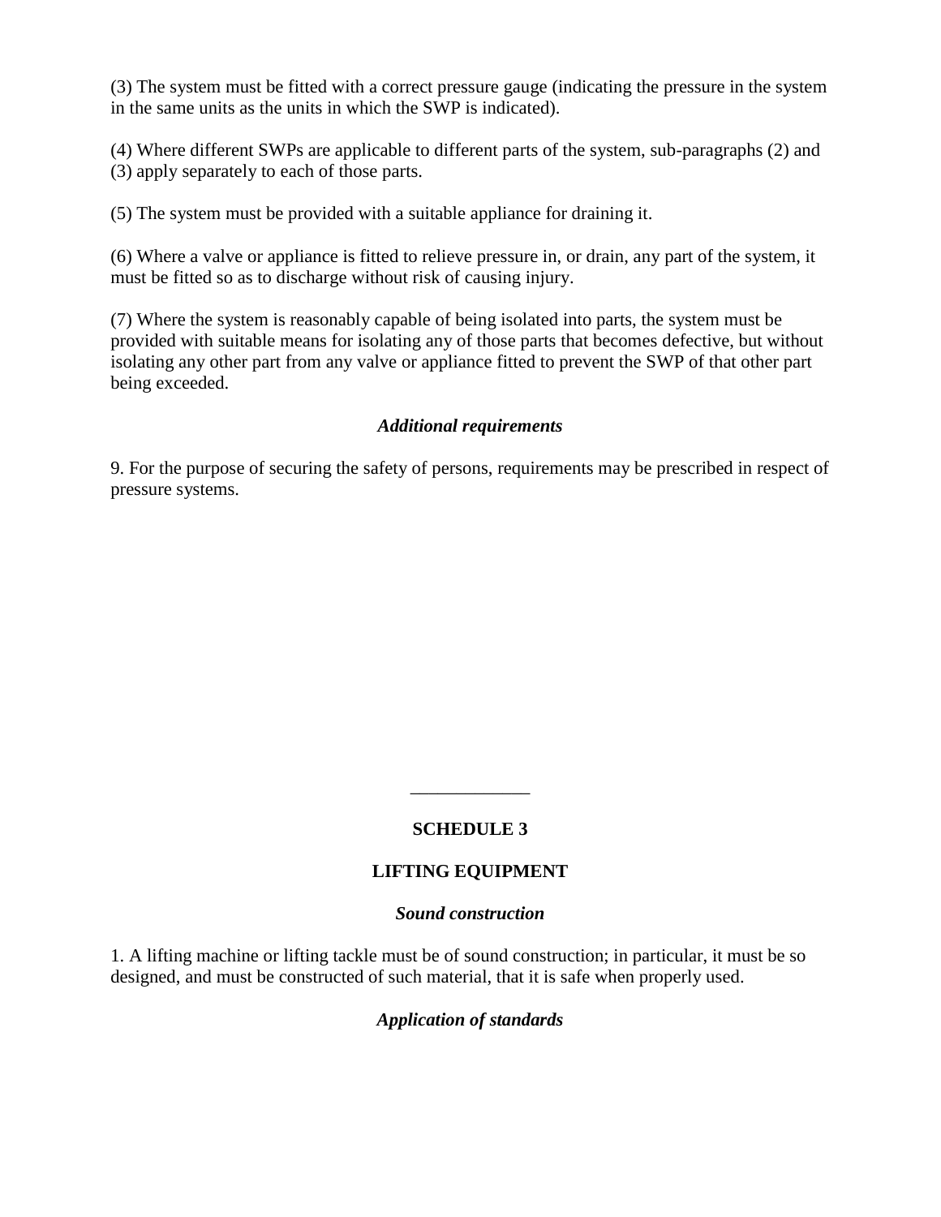(3) The system must be fitted with a correct pressure gauge (indicating the pressure in the system in the same units as the units in which the SWP is indicated).

(4) Where different SWPs are applicable to different parts of the system, sub-paragraphs (2) and (3) apply separately to each of those parts.

(5) The system must be provided with a suitable appliance for draining it.

(6) Where a valve or appliance is fitted to relieve pressure in, or drain, any part of the system, it must be fitted so as to discharge without risk of causing injury.

(7) Where the system is reasonably capable of being isolated into parts, the system must be provided with suitable means for isolating any of those parts that becomes defective, but without isolating any other part from any valve or appliance fitted to prevent the SWP of that other part being exceeded.

***Additional requirements***

9. For the purpose of securing the safety of persons, requirements may be prescribed in respect of pressure systems.

---

## SCHEDULE 3

## LIFTING EQUIPMENT

***Sound construction***

1. A lifting machine or lifting tackle must be of sound construction; in particular, it must be so designed, and must be constructed of such material, that it is safe when properly used.

***Application of standards***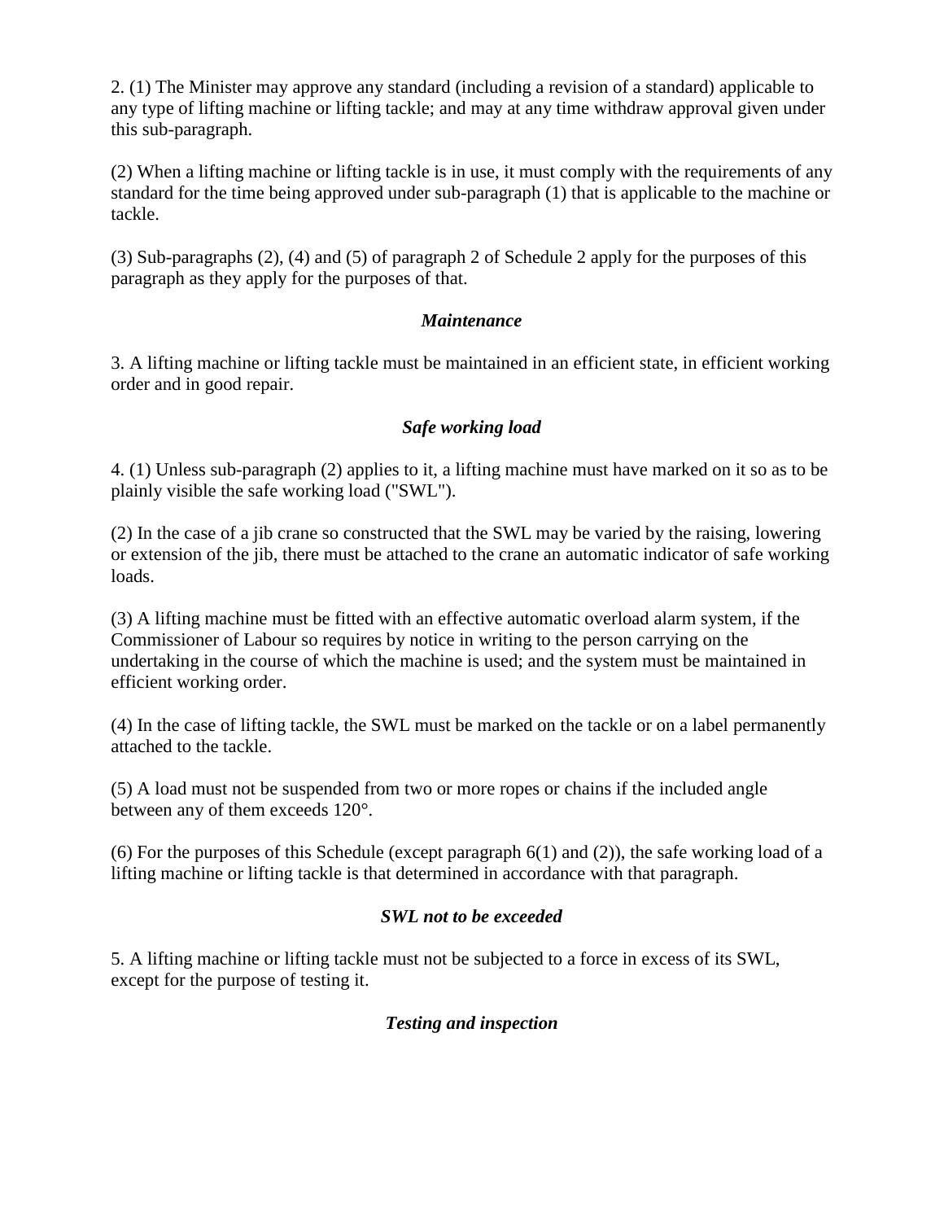2. (1) The Minister may approve any standard (including a revision of a standard) applicable to any type of lifting machine or lifting tackle; and may at any time withdraw approval given under this sub-paragraph.

(2) When a lifting machine or lifting tackle is in use, it must comply with the requirements of any standard for the time being approved under sub-paragraph (1) that is applicable to the machine or tackle.

(3) Sub-paragraphs (2), (4) and (5) of paragraph 2 of Schedule 2 apply for the purposes of this paragraph as they apply for the purposes of that.

***Maintenance***

3. A lifting machine or lifting tackle must be maintained in an efficient state, in efficient working order and in good repair.

***Safe working load***

4. (1) Unless sub-paragraph (2) applies to it, a lifting machine must have marked on it so as to be plainly visible the safe working load ("SWL").

(2) In the case of a jib crane so constructed that the SWL may be varied by the raising, lowering or extension of the jib, there must be attached to the crane an automatic indicator of safe working loads.

(3) A lifting machine must be fitted with an effective automatic overload alarm system, if the Commissioner of Labour so requires by notice in writing to the person carrying on the undertaking in the course of which the machine is used; and the system must be maintained in efficient working order.

(4) In the case of lifting tackle, the SWL must be marked on the tackle or on a label permanently attached to the tackle.

(5) A load must not be suspended from two or more ropes or chains if the included angle between any of them exceeds 120°.

(6) For the purposes of this Schedule (except paragraph 6(1) and (2)), the safe working load of a lifting machine or lifting tackle is that determined in accordance with that paragraph.

***SWL not to be exceeded***

5. A lifting machine or lifting tackle must not be subjected to a force in excess of its SWL, except for the purpose of testing it.

***Testing and inspection***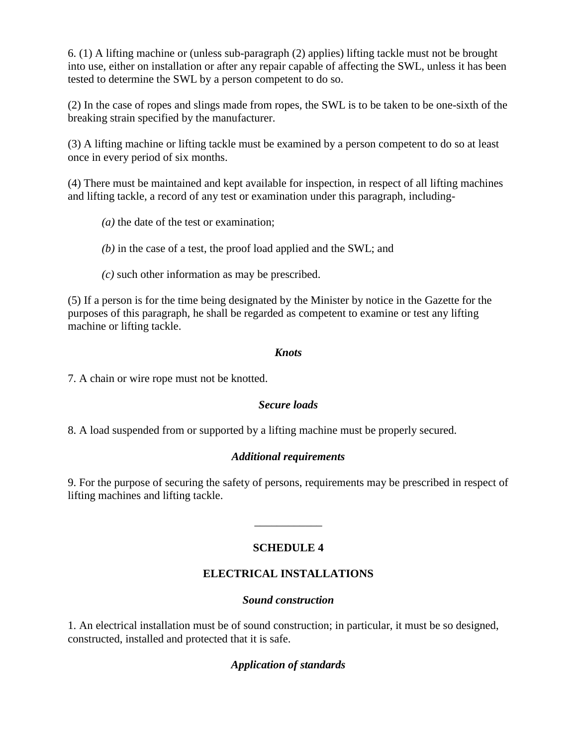6. (1) A lifting machine or (unless sub-paragraph (2) applies) lifting tackle must not be brought into use, either on installation or after any repair capable of affecting the SWL, unless it has been tested to determine the SWL by a person competent to do so.

(2) In the case of ropes and slings made from ropes, the SWL is to be taken to be one-sixth of the breaking strain specified by the manufacturer.

(3) A lifting machine or lifting tackle must be examined by a person competent to do so at least once in every period of six months.

(4) There must be maintained and kept available for inspection, in respect of all lifting machines and lifting tackle, a record of any test or examination under this paragraph, including-

*(a)* the date of the test or examination;

*(b)* in the case of a test, the proof load applied and the SWL; and

*(c)* such other information as may be prescribed.

(5) If a person is for the time being designated by the Minister by notice in the Gazette for the purposes of this paragraph, he shall be regarded as competent to examine or test any lifting machine or lifting tackle.

***Knots***

7. A chain or wire rope must not be knotted.

***Secure loads***

8. A load suspended from or supported by a lifting machine must be properly secured.

***Additional requirements***

9. For the purpose of securing the safety of persons, requirements may be prescribed in respect of lifting machines and lifting tackle.

---

## SCHEDULE 4

## ELECTRICAL INSTALLATIONS

***Sound construction***

1. An electrical installation must be of sound construction; in particular, it must be so designed, constructed, installed and protected that it is safe.

***Application of standards***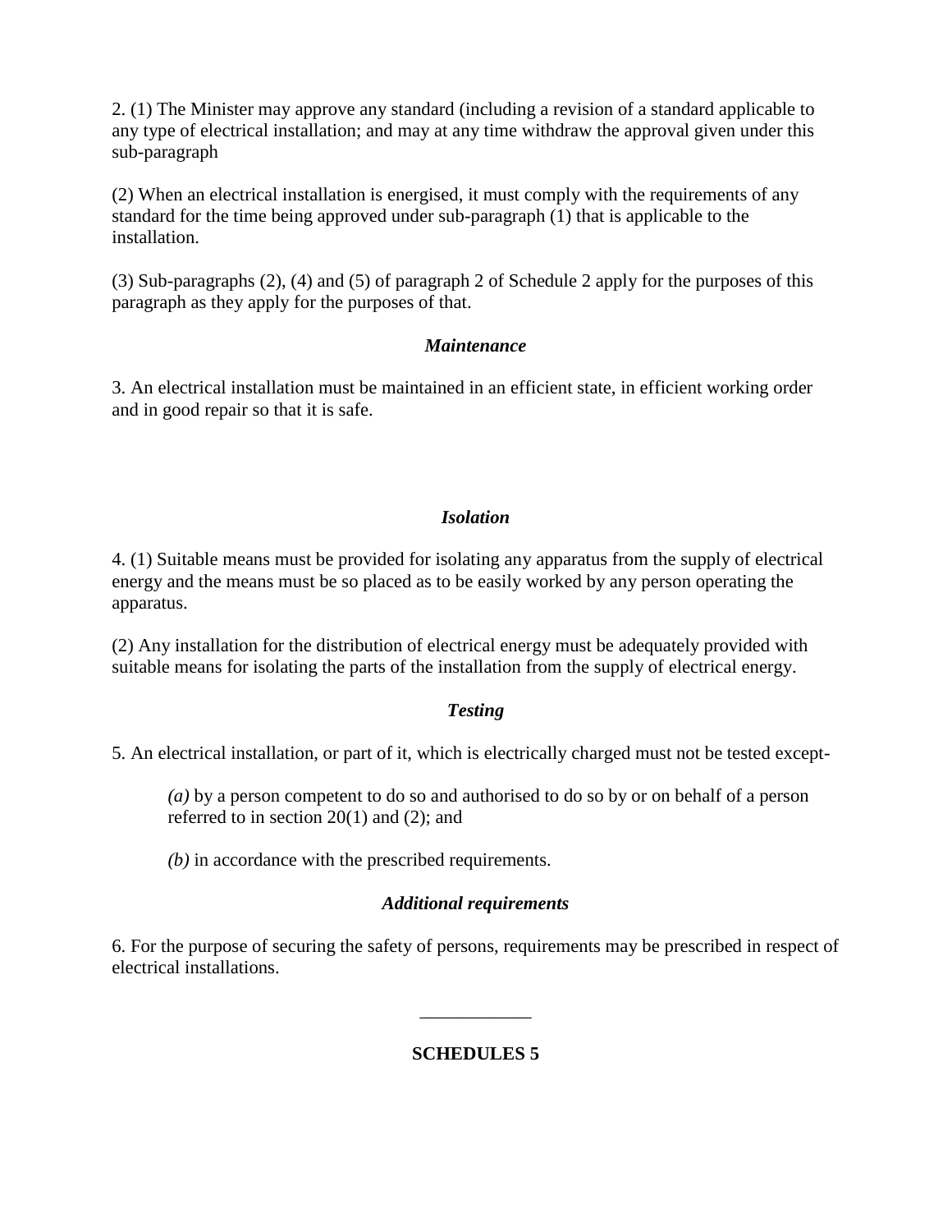2. (1) The Minister may approve any standard (including a revision of a standard applicable to any type of electrical installation; and may at any time withdraw the approval given under this sub-paragraph

(2) When an electrical installation is energised, it must comply with the requirements of any standard for the time being approved under sub-paragraph (1) that is applicable to the installation.

(3) Sub-paragraphs (2), (4) and (5) of paragraph 2 of Schedule 2 apply for the purposes of this paragraph as they apply for the purposes of that.

***Maintenance***

3. An electrical installation must be maintained in an efficient state, in efficient working order and in good repair so that it is safe.

***Isolation***

4. (1) Suitable means must be provided for isolating any apparatus from the supply of electrical energy and the means must be so placed as to be easily worked by any person operating the apparatus.

(2) Any installation for the distribution of electrical energy must be adequately provided with suitable means for isolating the parts of the installation from the supply of electrical energy.

***Testing***

5. An electrical installation, or part of it, which is electrically charged must not be tested except-

> *(a)* by a person competent to do so and authorised to do so by or on behalf of a person referred to in section 20(1) and (2); and
>
> *(b)* in accordance with the prescribed requirements.

***Additional requirements***

6. For the purpose of securing the safety of persons, requirements may be prescribed in respect of electrical installations.

---

**SCHEDULES 5**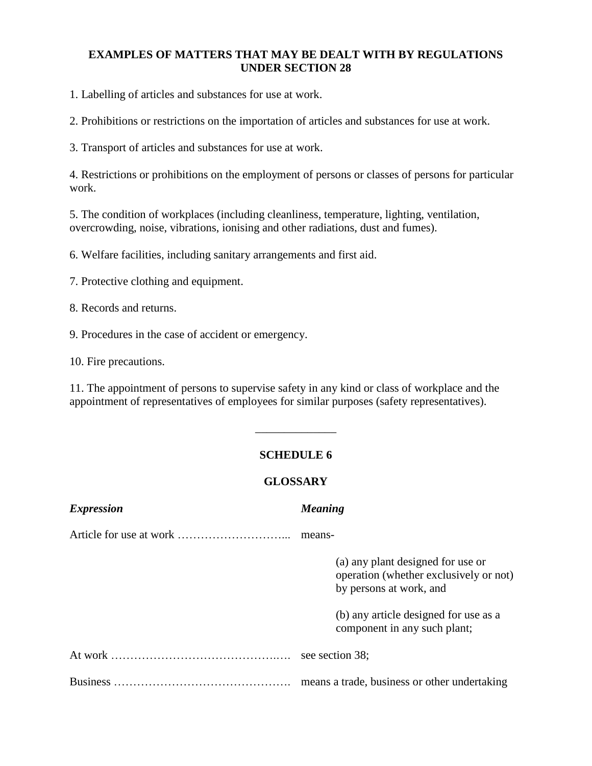## EXAMPLES OF MATTERS THAT MAY BE DEALT WITH BY REGULATIONS UNDER SECTION 28

1. Labelling of articles and substances for use at work.

2. Prohibitions or restrictions on the importation of articles and substances for use at work.

3. Transport of articles and substances for use at work.

4. Restrictions or prohibitions on the employment of persons or classes of persons for particular work.

5. The condition of workplaces (including cleanliness, temperature, lighting, ventilation, overcrowding, noise, vibrations, ionising and other radiations, dust and fumes).

6. Welfare facilities, including sanitary arrangements and first aid.

7. Protective clothing and equipment.

8. Records and returns.

9. Procedures in the case of accident or emergency.

10. Fire precautions.

11. The appointment of persons to supervise safety in any kind or class of workplace and the appointment of representatives of employees for similar purposes (safety representatives).

---

## SCHEDULE 6

## GLOSSARY

| *Expression* | *Meaning* |
|---|---|
| Article for use at work ………………………... | means-<br>(a) any plant designed for use or operation (whether exclusively or not) by persons at work, and<br>(b) any article designed for use as a component in any such plant; |
| At work ……………………………………..…. | see section 38; |
| Business ………………………………………. | means a trade, business or other undertaking |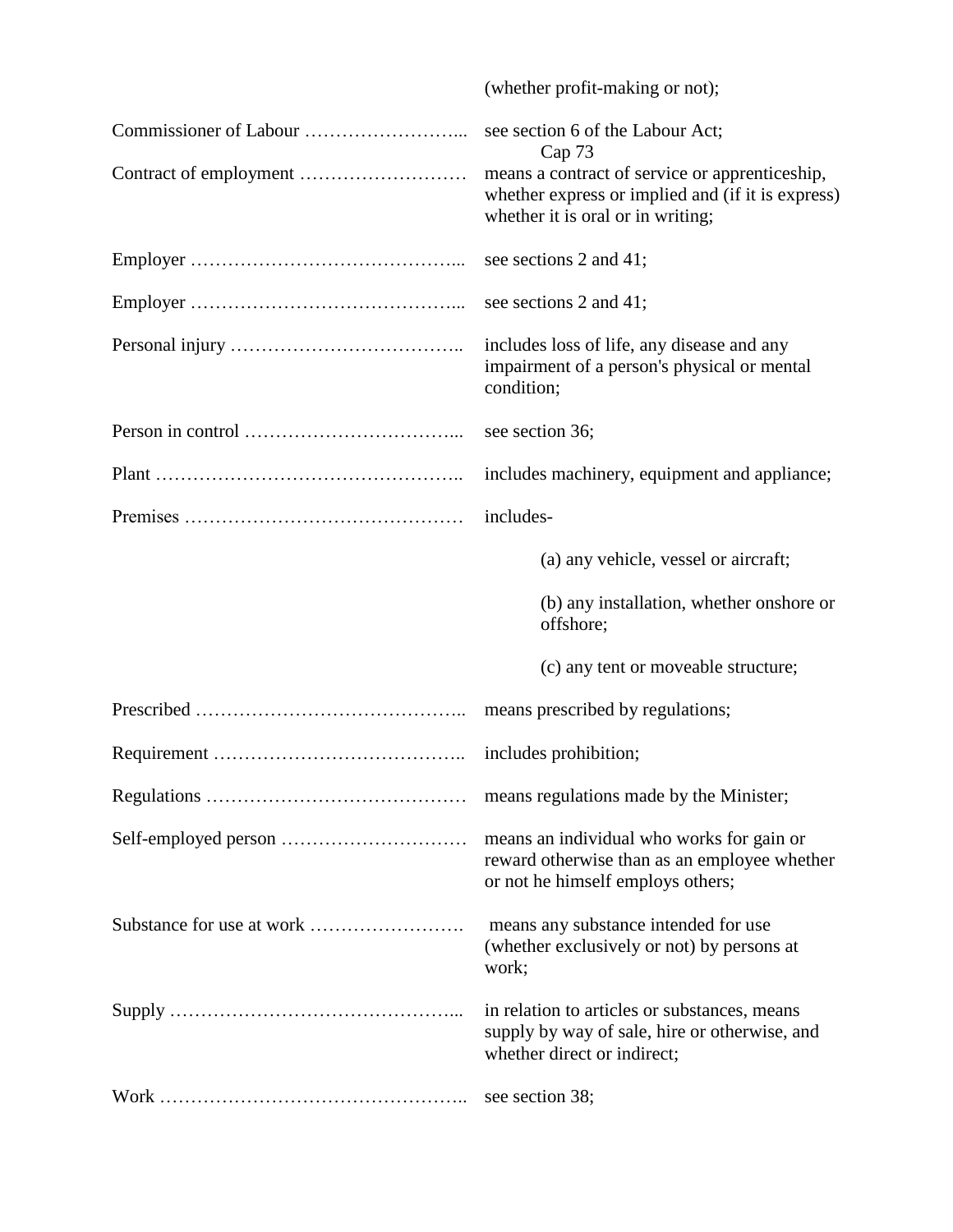(whether profit-making or not);

Commissioner of Labour ……………………... see section 6 of the Labour Act; Cap 73

Contract of employment ……………………… means a contract of service or apprenticeship, whether express or implied and (if it is express) whether it is oral or in writing;

Employer ……………………………………... see sections 2 and 41;

Employer ……………………………………... see sections 2 and 41;

Personal injury ……………………………….. includes loss of life, any disease and any impairment of a person's physical or mental condition;

Person in control ……………………………... see section 36;

Plant ………………………………………….. includes machinery, equipment and appliance;

Premises ……………………………………… includes-

(a) any vehicle, vessel or aircraft;

(b) any installation, whether onshore or offshore;

(c) any tent or moveable structure;

Prescribed …………………………………….. means prescribed by regulations;

Requirement ………………………………….. includes prohibition;

Regulations …………………………………… means regulations made by the Minister;

Self-employed person ………………………… means an individual who works for gain or reward otherwise than as an employee whether or not he himself employs others;

Substance for use at work ……………………. means any substance intended for use (whether exclusively or not) by persons at work;

Supply ………………………………………... in relation to articles or substances, means supply by way of sale, hire or otherwise, and whether direct or indirect;

Work ………………………………………….. see section 38;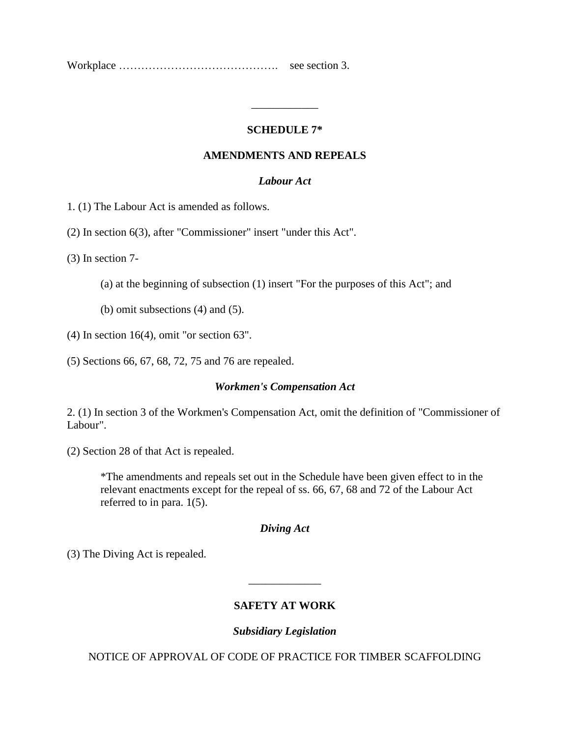Workplace ……………………………………. see section 3.

---

## SCHEDULE 7*

## AMENDMENTS AND REPEALS

### *Labour Act*

1. (1) The Labour Act is amended as follows.

(2) In section 6(3), after "Commissioner" insert "under this Act".

(3) In section 7-

> (a) at the beginning of subsection (1) insert "For the purposes of this Act"; and
>
> (b) omit subsections (4) and (5).

(4) In section 16(4), omit "or section 63".

(5) Sections 66, 67, 68, 72, 75 and 76 are repealed.

### *Workmen's Compensation Act*

2. (1) In section 3 of the Workmen's Compensation Act, omit the definition of "Commissioner of Labour".

(2) Section 28 of that Act is repealed.

> *The amendments and repeals set out in the Schedule have been given effect to in the relevant enactments except for the repeal of ss. 66, 67, 68 and 72 of the Labour Act referred to in para. 1(5).

### *Diving Act*

(3) The Diving Act is repealed.

---

## SAFETY AT WORK

### *Subsidiary Legislation*

NOTICE OF APPROVAL OF CODE OF PRACTICE FOR TIMBER SCAFFOLDING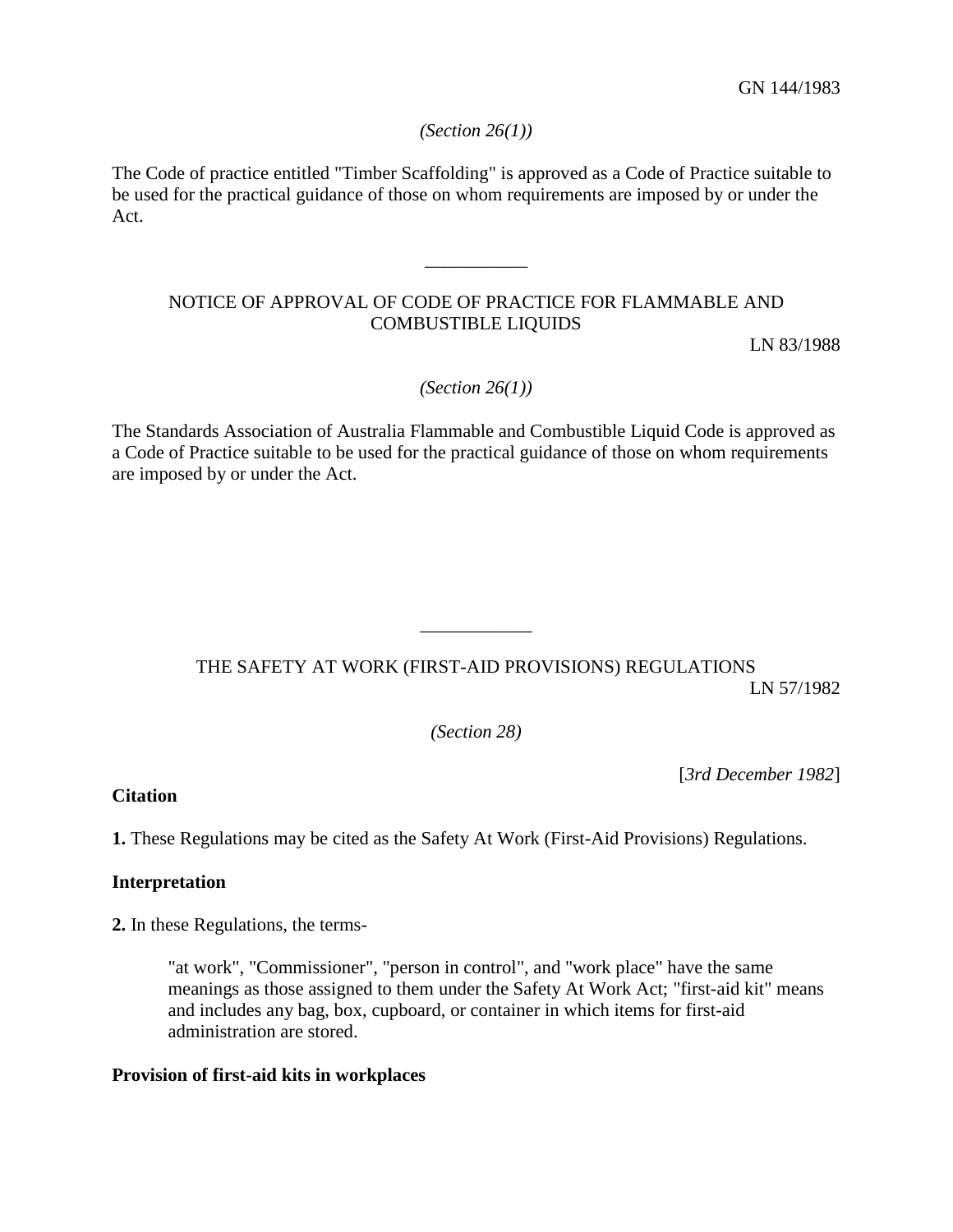GN 144/1983

*(Section 26(1))*

The Code of practice entitled "Timber Scaffolding" is approved as a Code of Practice suitable to be used for the practical guidance of those on whom requirements are imposed by or under the Act.

___________

NOTICE OF APPROVAL OF CODE OF PRACTICE FOR FLAMMABLE AND COMBUSTIBLE LIQUIDS

LN 83/1988

*(Section 26(1))*

The Standards Association of Australia Flammable and Combustible Liquid Code is approved as a Code of Practice suitable to be used for the practical guidance of those on whom requirements are imposed by or under the Act.

___________

THE SAFETY AT WORK (FIRST-AID PROVISIONS) REGULATIONS

LN 57/1982

*(Section 28)*

[*3rd December 1982*]

**Citation**

**1.** These Regulations may be cited as the Safety At Work (First-Aid Provisions) Regulations.

**Interpretation**

**2.** In these Regulations, the terms-

> "at work", "Commissioner", "person in control", and "work place" have the same meanings as those assigned to them under the Safety At Work Act; "first-aid kit" means and includes any bag, box, cupboard, or container in which items for first-aid administration are stored.

**Provision of first-aid kits in workplaces**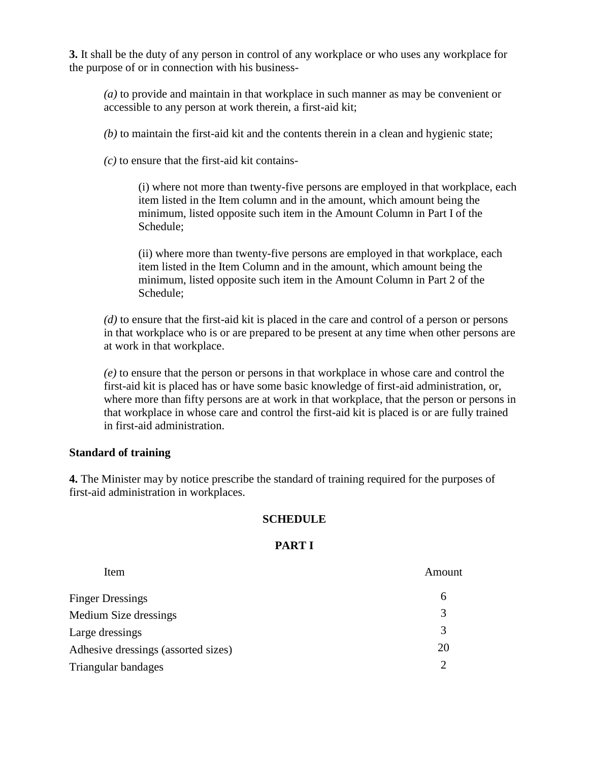**3.** It shall be the duty of any person in control of any workplace or who uses any workplace for the purpose of or in connection with his business-

*(a)* to provide and maintain in that workplace in such manner as may be convenient or accessible to any person at work therein, a first-aid kit;

*(b)* to maintain the first-aid kit and the contents therein in a clean and hygienic state;

*(c)* to ensure that the first-aid kit contains-

(i) where not more than twenty-five persons are employed in that workplace, each item listed in the Item column and in the amount, which amount being the minimum, listed opposite such item in the Amount Column in Part I of the Schedule;

(ii) where more than twenty-five persons are employed in that workplace, each item listed in the Item Column and in the amount, which amount being the minimum, listed opposite such item in the Amount Column in Part 2 of the Schedule;

*(d)* to ensure that the first-aid kit is placed in the care and control of a person or persons in that workplace who is or are prepared to be present at any time when other persons are at work in that workplace.

*(e)* to ensure that the person or persons in that workplace in whose care and control the first-aid kit is placed has or have some basic knowledge of first-aid administration, or, where more than fifty persons are at work in that workplace, that the person or persons in that workplace in whose care and control the first-aid kit is placed is or are fully trained in first-aid administration.

**Standard of training**

**4.** The Minister may by notice prescribe the standard of training required for the purposes of first-aid administration in workplaces.

**SCHEDULE**

**PART I**

| Item | Amount |
|---|---|
| Finger Dressings | 6 |
| Medium Size dressings | 3 |
| Large dressings | 3 |
| Adhesive dressings (assorted sizes) | 20 |
| Triangular bandages | 2 |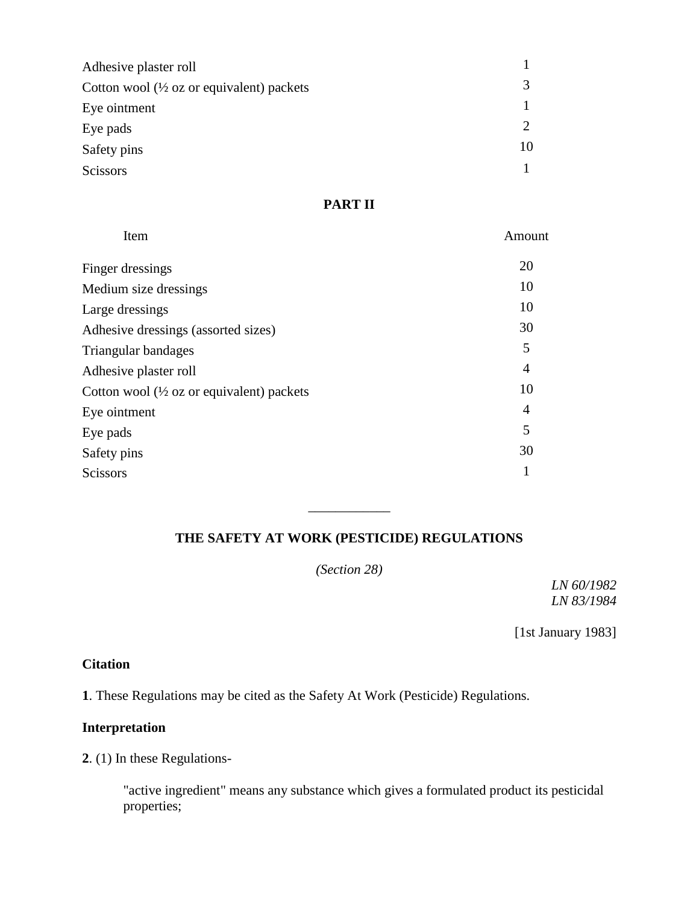| | |
|---|---|
| Adhesive plaster roll | 1 |
| Cotton wool (½ oz or equivalent) packets | 3 |
| Eye ointment | 1 |
| Eye pads | 2 |
| Safety pins | 10 |
| Scissors | 1 |

**PART II**

| Item | Amount |
|---|---|
| Finger dressings | 20 |
| Medium size dressings | 10 |
| Large dressings | 10 |
| Adhesive dressings (assorted sizes) | 30 |
| Triangular bandages | 5 |
| Adhesive plaster roll | 4 |
| Cotton wool (½ oz or equivalent) packets | 10 |
| Eye ointment | 4 |
| Eye pads | 5 |
| Safety pins | 30 |
| Scissors | 1 |

___________

## THE SAFETY AT WORK (PESTICIDE) REGULATIONS

*(Section 28)*

*LN 60/1982*
*LN 83/1984*

[1st January 1983]

### Citation

**1**. These Regulations may be cited as the Safety At Work (Pesticide) Regulations.

### Interpretation

**2**. (1) In these Regulations-

"active ingredient" means any substance which gives a formulated product its pesticidal properties;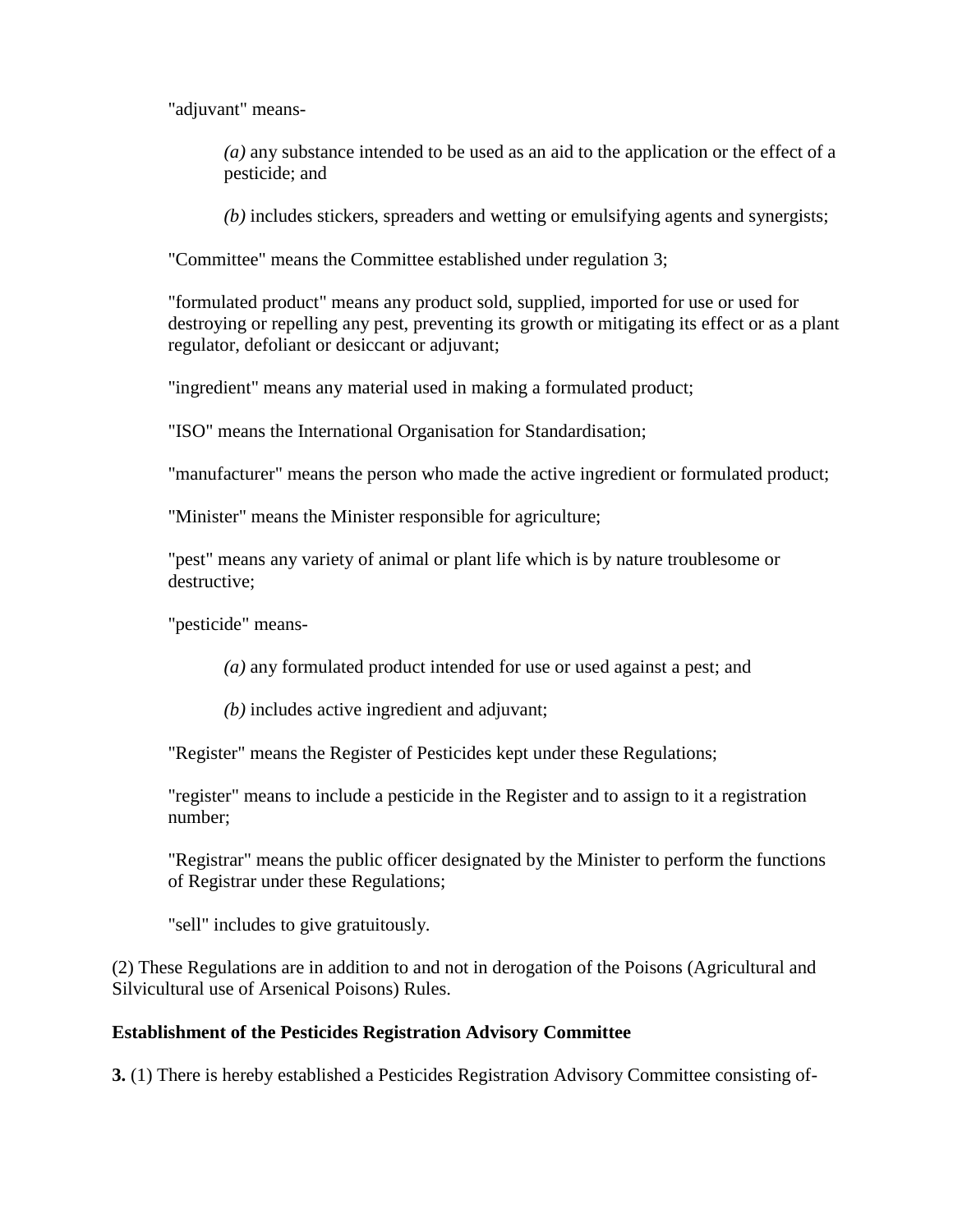"adjuvant" means-

> *(a)* any substance intended to be used as an aid to the application or the effect of a pesticide; and
>
> *(b)* includes stickers, spreaders and wetting or emulsifying agents and synergists;

"Committee" means the Committee established under regulation 3;

"formulated product" means any product sold, supplied, imported for use or used for destroying or repelling any pest, preventing its growth or mitigating its effect or as a plant regulator, defoliant or desiccant or adjuvant;

"ingredient" means any material used in making a formulated product;

"ISO" means the International Organisation for Standardisation;

"manufacturer" means the person who made the active ingredient or formulated product;

"Minister" means the Minister responsible for agriculture;

"pest" means any variety of animal or plant life which is by nature troublesome or destructive;

"pesticide" means-

> *(a)* any formulated product intended for use or used against a pest; and
>
> *(b)* includes active ingredient and adjuvant;

"Register" means the Register of Pesticides kept under these Regulations;

"register" means to include a pesticide in the Register and to assign to it a registration number;

"Registrar" means the public officer designated by the Minister to perform the functions of Registrar under these Regulations;

"sell" includes to give gratuitously.

(2) These Regulations are in addition to and not in derogation of the Poisons (Agricultural and Silvicultural use of Arsenical Poisons) Rules.

**Establishment of the Pesticides Registration Advisory Committee**

**3.** (1) There is hereby established a Pesticides Registration Advisory Committee consisting of-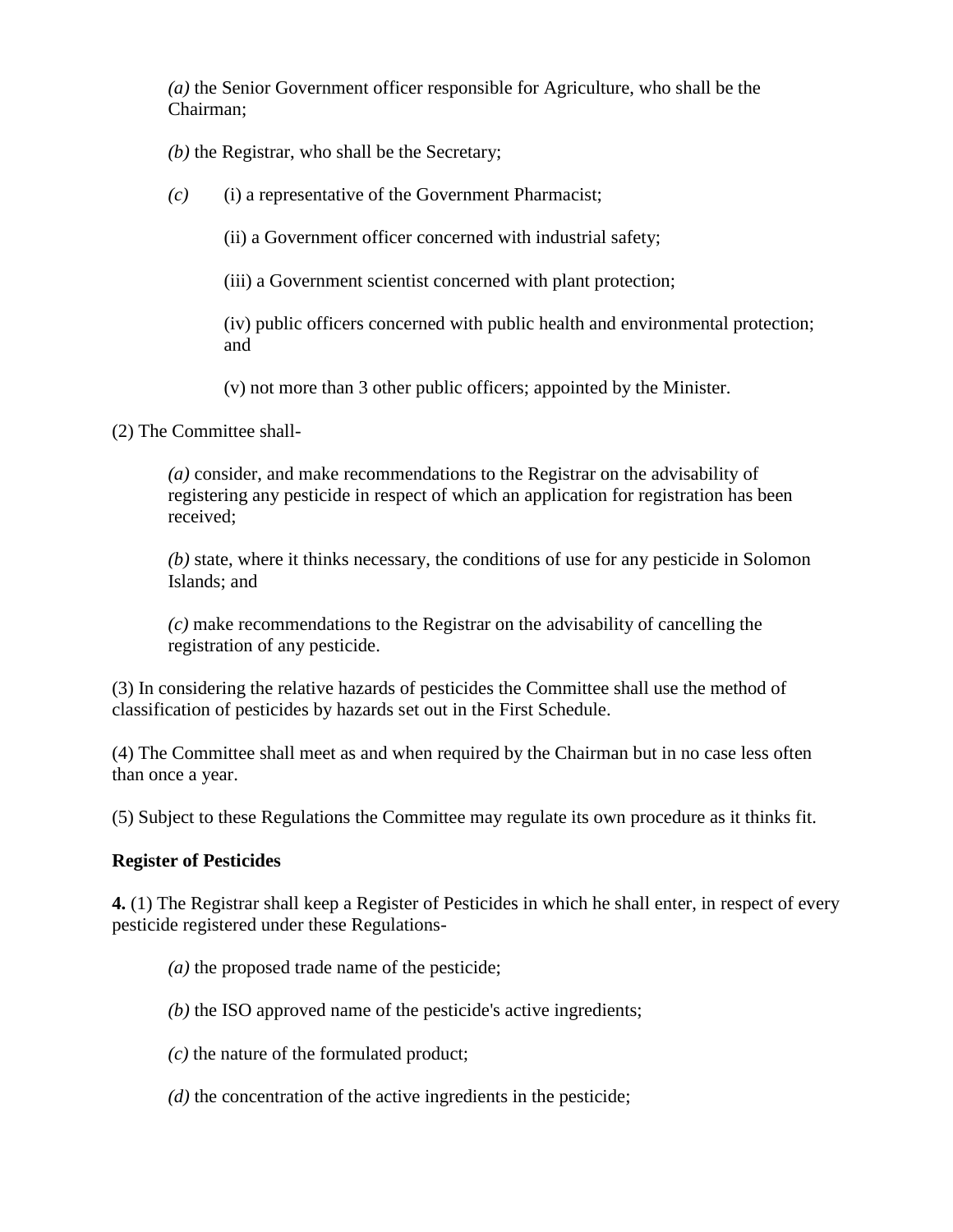*(a)* the Senior Government officer responsible for Agriculture, who shall be the Chairman;

*(b)* the Registrar, who shall be the Secretary;

*(c)* (i) a representative of the Government Pharmacist;

(ii) a Government officer concerned with industrial safety;

(iii) a Government scientist concerned with plant protection;

(iv) public officers concerned with public health and environmental protection; and

(v) not more than 3 other public officers; appointed by the Minister.

(2) The Committee shall-

*(a)* consider, and make recommendations to the Registrar on the advisability of registering any pesticide in respect of which an application for registration has been received;

*(b)* state, where it thinks necessary, the conditions of use for any pesticide in Solomon Islands; and

*(c)* make recommendations to the Registrar on the advisability of cancelling the registration of any pesticide.

(3) In considering the relative hazards of pesticides the Committee shall use the method of classification of pesticides by hazards set out in the First Schedule.

(4) The Committee shall meet as and when required by the Chairman but in no case less often than once a year.

(5) Subject to these Regulations the Committee may regulate its own procedure as it thinks fit.

**Register of Pesticides**

**4.** (1) The Registrar shall keep a Register of Pesticides in which he shall enter, in respect of every pesticide registered under these Regulations-

*(a)* the proposed trade name of the pesticide;

*(b)* the ISO approved name of the pesticide's active ingredients;

*(c)* the nature of the formulated product;

*(d)* the concentration of the active ingredients in the pesticide;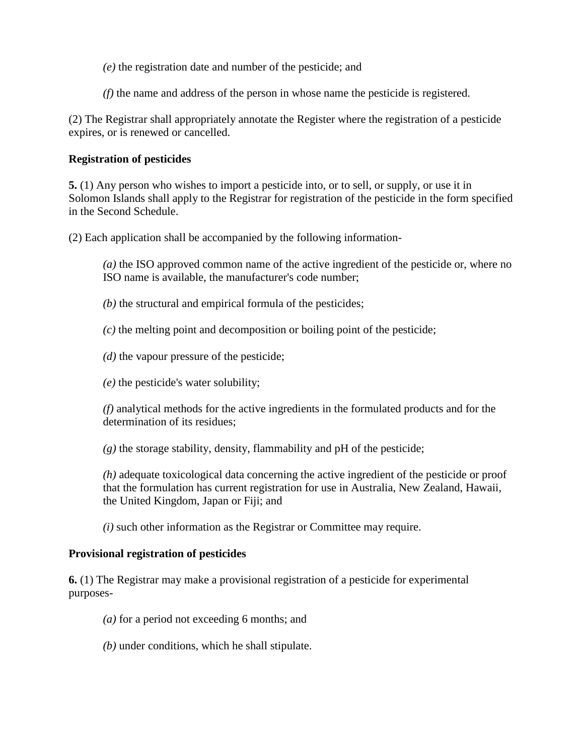*(e)* the registration date and number of the pesticide; and

*(f)* the name and address of the person in whose name the pesticide is registered.

(2) The Registrar shall appropriately annotate the Register where the registration of a pesticide expires, or is renewed or cancelled.

**Registration of pesticides**

**5.** (1) Any person who wishes to import a pesticide into, or to sell, or supply, or use it in Solomon Islands shall apply to the Registrar for registration of the pesticide in the form specified in the Second Schedule.

(2) Each application shall be accompanied by the following information-

*(a)* the ISO approved common name of the active ingredient of the pesticide or, where no ISO name is available, the manufacturer's code number;

*(b)* the structural and empirical formula of the pesticides;

*(c)* the melting point and decomposition or boiling point of the pesticide;

*(d)* the vapour pressure of the pesticide;

*(e)* the pesticide's water solubility;

*(f)* analytical methods for the active ingredients in the formulated products and for the determination of its residues;

*(g)* the storage stability, density, flammability and pH of the pesticide;

*(h)* adequate toxicological data concerning the active ingredient of the pesticide or proof that the formulation has current registration for use in Australia, New Zealand, Hawaii, the United Kingdom, Japan or Fiji; and

*(i)* such other information as the Registrar or Committee may require.

**Provisional registration of pesticides**

**6.** (1) The Registrar may make a provisional registration of a pesticide for experimental purposes-

*(a)* for a period not exceeding 6 months; and

*(b)* under conditions, which he shall stipulate.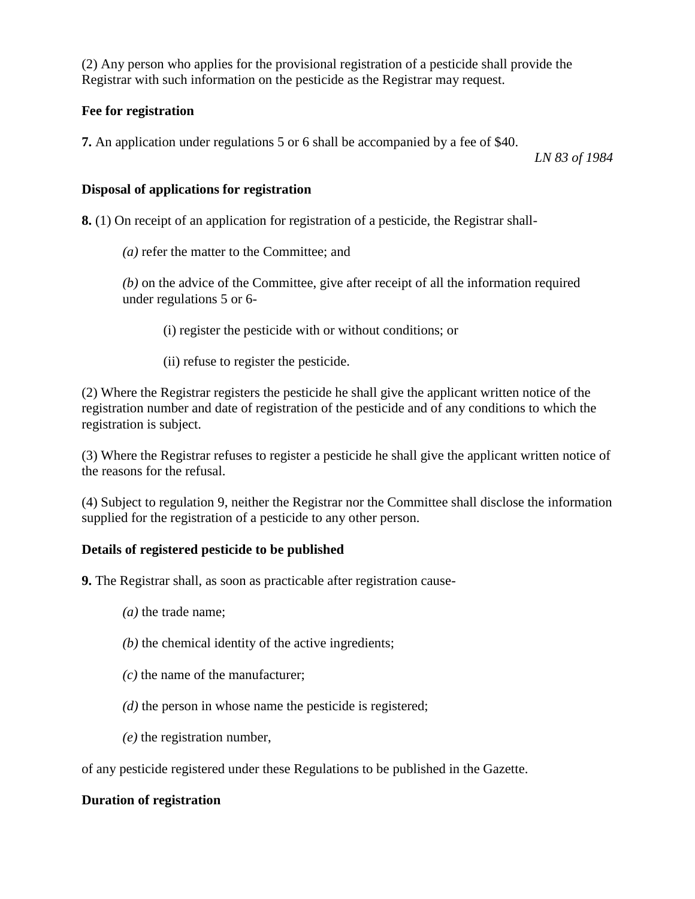(2) Any person who applies for the provisional registration of a pesticide shall provide the Registrar with such information on the pesticide as the Registrar may request.

**Fee for registration**

**7.** An application under regulations 5 or 6 shall be accompanied by a fee of $40.

*LN 83 of 1984*

**Disposal of applications for registration**

**8.** (1) On receipt of an application for registration of a pesticide, the Registrar shall-

*(a)* refer the matter to the Committee; and

*(b)* on the advice of the Committee, give after receipt of all the information required under regulations 5 or 6-

(i) register the pesticide with or without conditions; or

(ii) refuse to register the pesticide.

(2) Where the Registrar registers the pesticide he shall give the applicant written notice of the registration number and date of registration of the pesticide and of any conditions to which the registration is subject.

(3) Where the Registrar refuses to register a pesticide he shall give the applicant written notice of the reasons for the refusal.

(4) Subject to regulation 9, neither the Registrar nor the Committee shall disclose the information supplied for the registration of a pesticide to any other person.

**Details of registered pesticide to be published**

**9.** The Registrar shall, as soon as practicable after registration cause-

*(a)* the trade name;

*(b)* the chemical identity of the active ingredients;

*(c)* the name of the manufacturer;

*(d)* the person in whose name the pesticide is registered;

*(e)* the registration number,

of any pesticide registered under these Regulations to be published in the Gazette.

**Duration of registration**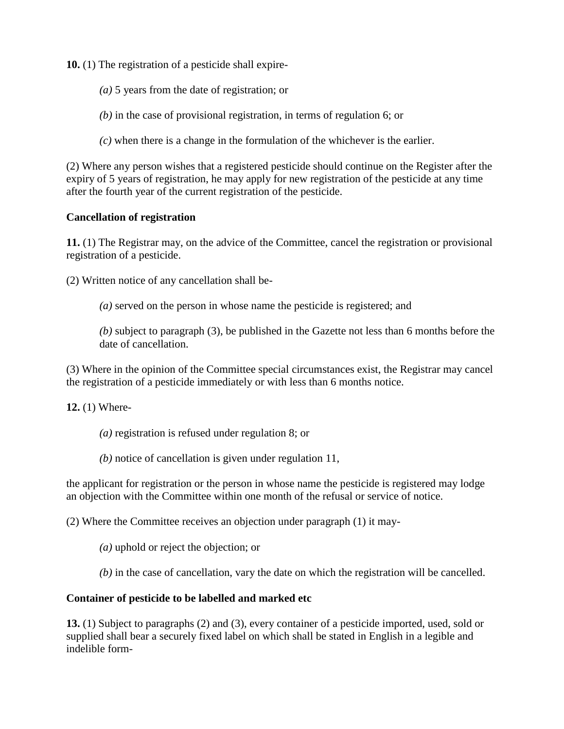**10.** (1) The registration of a pesticide shall expire-

*(a)* 5 years from the date of registration; or

*(b)* in the case of provisional registration, in terms of regulation 6; or

*(c)* when there is a change in the formulation of the whichever is the earlier.

(2) Where any person wishes that a registered pesticide should continue on the Register after the expiry of 5 years of registration, he may apply for new registration of the pesticide at any time after the fourth year of the current registration of the pesticide.

**Cancellation of registration**

**11.** (1) The Registrar may, on the advice of the Committee, cancel the registration or provisional registration of a pesticide.

(2) Written notice of any cancellation shall be-

*(a)* served on the person in whose name the pesticide is registered; and

*(b)* subject to paragraph (3), be published in the Gazette not less than 6 months before the date of cancellation.

(3) Where in the opinion of the Committee special circumstances exist, the Registrar may cancel the registration of a pesticide immediately or with less than 6 months notice.

**12.** (1) Where-

*(a)* registration is refused under regulation 8; or

*(b)* notice of cancellation is given under regulation 11,

the applicant for registration or the person in whose name the pesticide is registered may lodge an objection with the Committee within one month of the refusal or service of notice.

(2) Where the Committee receives an objection under paragraph (1) it may-

*(a)* uphold or reject the objection; or

*(b)* in the case of cancellation, vary the date on which the registration will be cancelled.

**Container of pesticide to be labelled and marked etc**

**13.** (1) Subject to paragraphs (2) and (3), every container of a pesticide imported, used, sold or supplied shall bear a securely fixed label on which shall be stated in English in a legible and indelible form-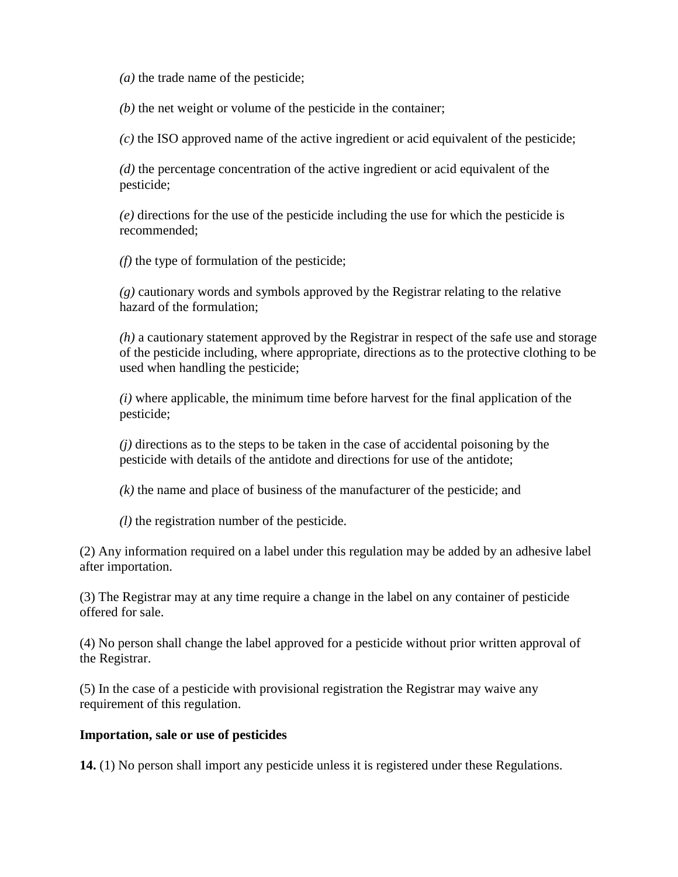*(a)* the trade name of the pesticide;

*(b)* the net weight or volume of the pesticide in the container;

*(c)* the ISO approved name of the active ingredient or acid equivalent of the pesticide;

*(d)* the percentage concentration of the active ingredient or acid equivalent of the pesticide;

*(e)* directions for the use of the pesticide including the use for which the pesticide is recommended;

*(f)* the type of formulation of the pesticide;

*(g)* cautionary words and symbols approved by the Registrar relating to the relative hazard of the formulation;

*(h)* a cautionary statement approved by the Registrar in respect of the safe use and storage of the pesticide including, where appropriate, directions as to the protective clothing to be used when handling the pesticide;

*(i)* where applicable, the minimum time before harvest for the final application of the pesticide;

*(j)* directions as to the steps to be taken in the case of accidental poisoning by the pesticide with details of the antidote and directions for use of the antidote;

*(k)* the name and place of business of the manufacturer of the pesticide; and

*(l)* the registration number of the pesticide.

(2) Any information required on a label under this regulation may be added by an adhesive label after importation.

(3) The Registrar may at any time require a change in the label on any container of pesticide offered for sale.

(4) No person shall change the label approved for a pesticide without prior written approval of the Registrar.

(5) In the case of a pesticide with provisional registration the Registrar may waive any requirement of this regulation.

**Importation, sale or use of pesticides**

**14.** (1) No person shall import any pesticide unless it is registered under these Regulations.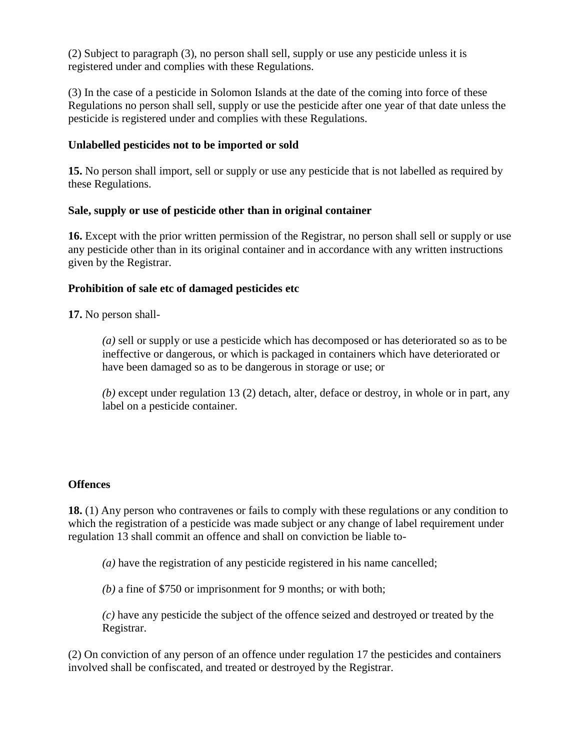(2) Subject to paragraph (3), no person shall sell, supply or use any pesticide unless it is registered under and complies with these Regulations.

(3) In the case of a pesticide in Solomon Islands at the date of the coming into force of these Regulations no person shall sell, supply or use the pesticide after one year of that date unless the pesticide is registered under and complies with these Regulations.

**Unlabelled pesticides not to be imported or sold**

**15.** No person shall import, sell or supply or use any pesticide that is not labelled as required by these Regulations.

**Sale, supply or use of pesticide other than in original container**

**16.** Except with the prior written permission of the Registrar, no person shall sell or supply or use any pesticide other than in its original container and in accordance with any written instructions given by the Registrar.

**Prohibition of sale etc of damaged pesticides etc**

**17.** No person shall-

> *(a)* sell or supply or use a pesticide which has decomposed or has deteriorated so as to be ineffective or dangerous, or which is packaged in containers which have deteriorated or have been damaged so as to be dangerous in storage or use; or
>
> *(b)* except under regulation 13 (2) detach, alter, deface or destroy, in whole or in part, any label on a pesticide container.

**Offences**

**18.** (1) Any person who contravenes or fails to comply with these regulations or any condition to which the registration of a pesticide was made subject or any change of label requirement under regulation 13 shall commit an offence and shall on conviction be liable to-

> *(a)* have the registration of any pesticide registered in his name cancelled;
>
> *(b)* a fine of $750 or imprisonment for 9 months; or with both;
>
> *(c)* have any pesticide the subject of the offence seized and destroyed or treated by the Registrar.

(2) On conviction of any person of an offence under regulation 17 the pesticides and containers involved shall be confiscated, and treated or destroyed by the Registrar.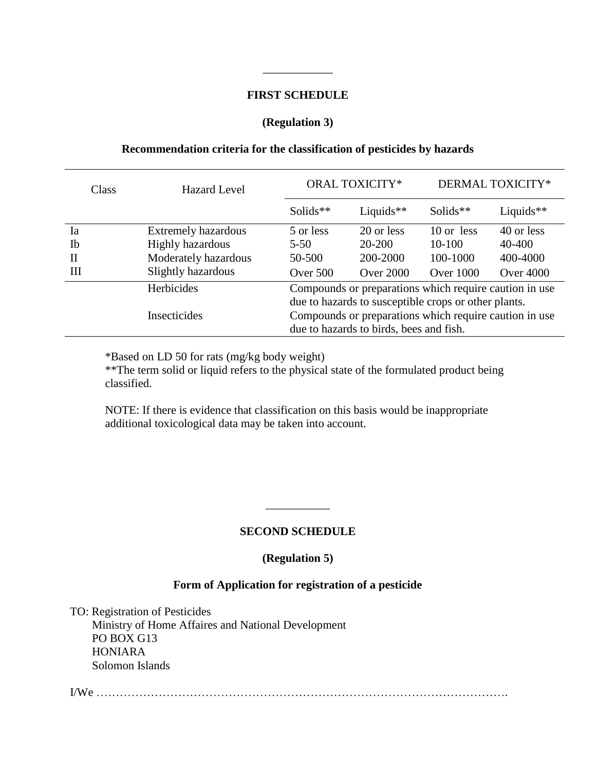---

**FIRST SCHEDULE**

**(Regulation 3)**

**Recommendation criteria for the classification of pesticides by hazards**

| Class | Hazard Level | ORAL TOXICITY* | | DERMAL TOXICITY* | |
|---|---|---|---|---|---|
| | | Solids** | Liquids** | Solids** | Liquids** |
| Ia | Extremely hazardous | 5 or less | 20 or less | 10 or less | 40 or less |
| Ib | Highly hazardous | 5-50 | 20-200 | 10-100 | 40-400 |
| II | Moderately hazardous | 50-500 | 200-2000 | 100-1000 | 400-4000 |
| III | Slightly hazardous | Over 500 | Over 2000 | Over 1000 | Over 4000 |
| | Herbicides | Compounds or preparations which require caution in use due to hazards to susceptible crops or other plants. | | | |
| | Insecticides | Compounds or preparations which require caution in use due to hazards to birds, bees and fish. | | | |

*Based on LD 50 for rats (mg/kg body weight)
**The term solid or liquid refers to the physical state of the formulated product being classified.

NOTE: If there is evidence that classification on this basis would be inappropriate additional toxicological data may be taken into account.

---

**SECOND SCHEDULE**

**(Regulation 5)**

**Form of Application for registration of a pesticide**

TO: Registration of Pesticides
Ministry of Home Affaires and National Development
PO BOX G13
HONIARA
Solomon Islands

I/We …………………………………………………………………………………………….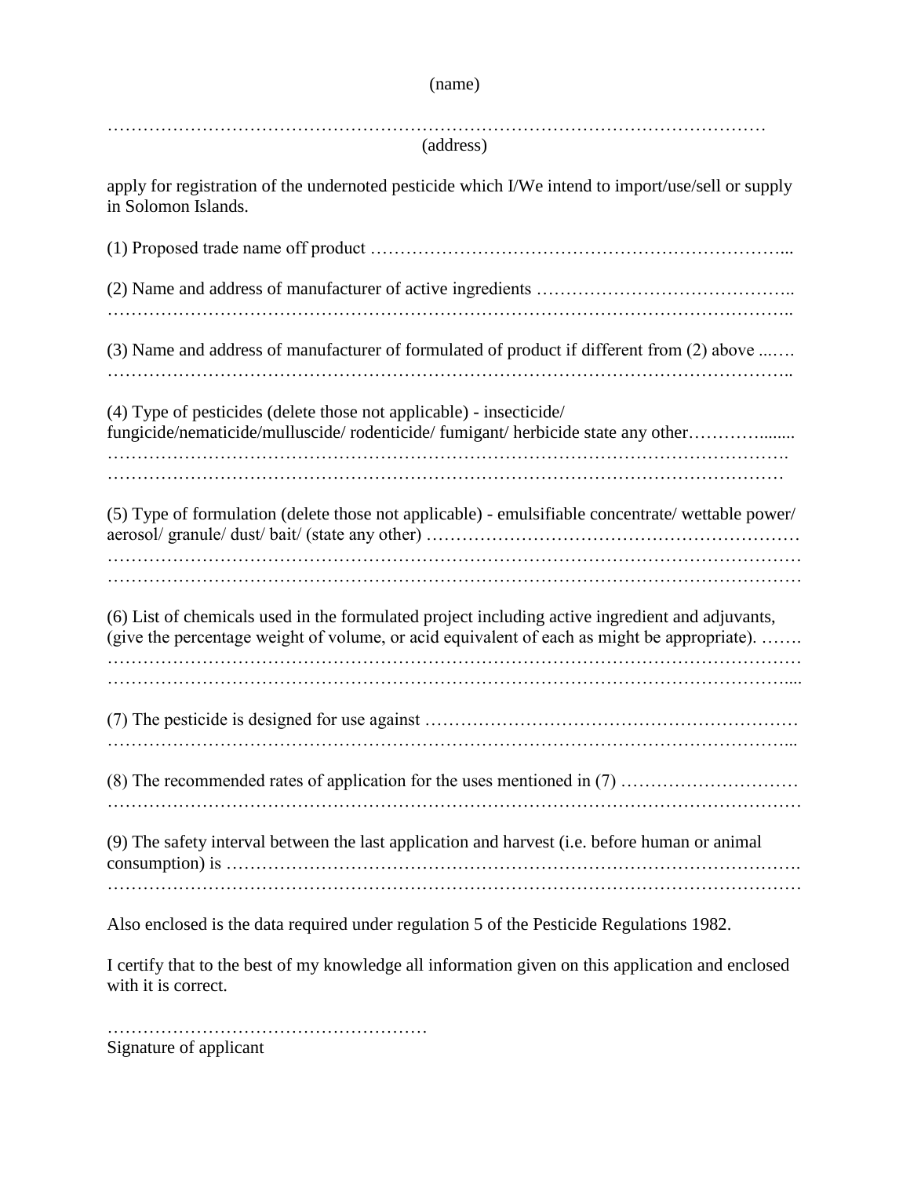(name)

……………………………………………………………………………………………………
(address)

apply for registration of the undernoted pesticide which I/We intend to import/use/sell or supply in Solomon Islands.

(1) Proposed trade name off product ……………………………………………………………...

(2) Name and address of manufacturer of active ingredients ……………………………………..
…………………………………………………………………………………………………..

(3) Name and address of manufacturer of formulated of product if different from (2) above ...….
…………………………………………………………………………………………………..

(4) Type of pesticides (delete those not applicable) - insecticide/ fungicide/nematicide/mulluscide/ rodenticide/ fumigant/ herbicide state any other…………........
………………………………………………………………………………………………….
…………………………………………………………………………………………………

(5) Type of formulation (delete those not applicable) - emulsifiable concentrate/ wettable power/ aerosol/ granule/ dust/ bait/ (state any other) ……………………………………………………
……………………………………………………………………………………………………
……………………………………………………………………………………………………

(6) List of chemicals used in the formulated project including active ingredient and adjuvants, (give the percentage weight of volume, or acid equivalent of each as might be appropriate). …….
……………………………………………………………………………………………………
…………………………………………………………………………………………………....

(7) The pesticide is designed for use against ……………………………………………………
…………………………………………………………………………………………………...

(8) The recommended rates of application for the uses mentioned in (7) …………………………
……………………………………………………………………………………………………

(9) The safety interval between the last application and harvest (i.e. before human or animal consumption) is ………………………………………………………………………………….
……………………………………………………………………………………………………

Also enclosed is the data required under regulation 5 of the Pesticide Regulations 1982.

I certify that to the best of my knowledge all information given on this application and enclosed with it is correct.

………………………………………………
Signature of applicant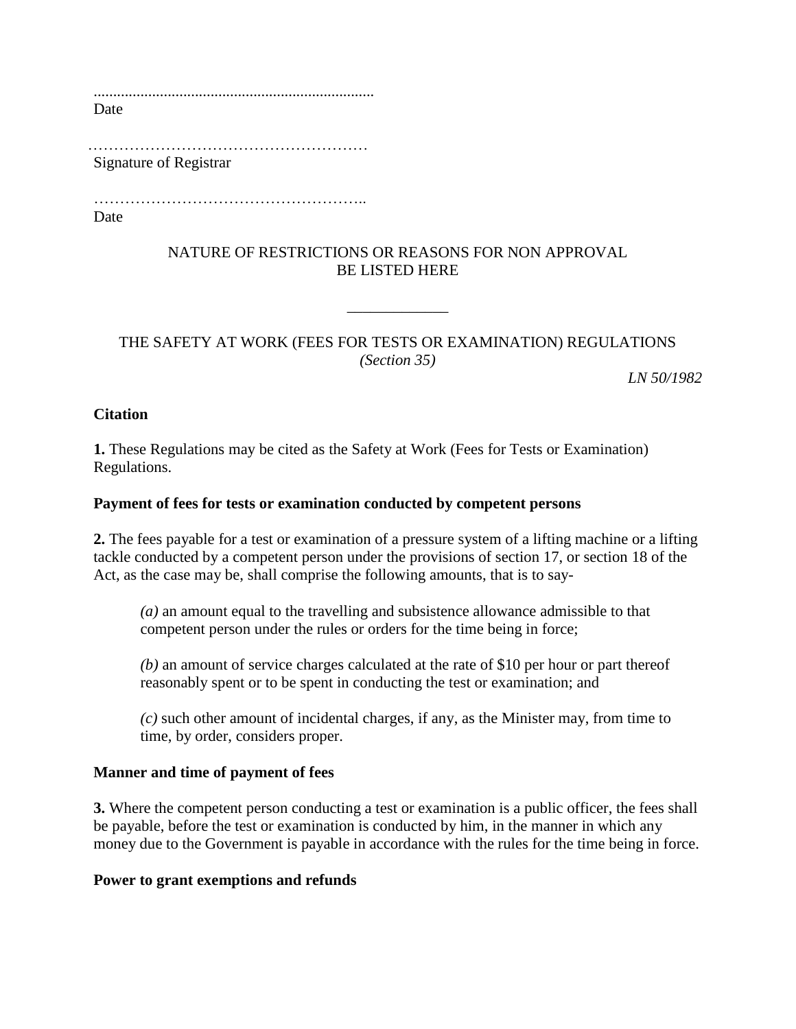........................................................................
Date

………………………………………………
Signature of Registrar

……………………………………………..
Date

NATURE OF RESTRICTIONS OR REASONS FOR NON APPROVAL BE LISTED HERE

---

## THE SAFETY AT WORK (FEES FOR TESTS OR EXAMINATION) REGULATIONS

*(Section 35)*

*LN 50/1982*

**Citation**

**1.** These Regulations may be cited as the Safety at Work (Fees for Tests or Examination) Regulations.

**Payment of fees for tests or examination conducted by competent persons**

**2.** The fees payable for a test or examination of a pressure system of a lifting machine or a lifting tackle conducted by a competent person under the provisions of section 17, or section 18 of the Act, as the case may be, shall comprise the following amounts, that is to say-

*(a)* an amount equal to the travelling and subsistence allowance admissible to that competent person under the rules or orders for the time being in force;

*(b)* an amount of service charges calculated at the rate of $10 per hour or part thereof reasonably spent or to be spent in conducting the test or examination; and

*(c)* such other amount of incidental charges, if any, as the Minister may, from time to time, by order, considers proper.

**Manner and time of payment of fees**

**3.** Where the competent person conducting a test or examination is a public officer, the fees shall be payable, before the test or examination is conducted by him, in the manner in which any money due to the Government is payable in accordance with the rules for the time being in force.

**Power to grant exemptions and refunds**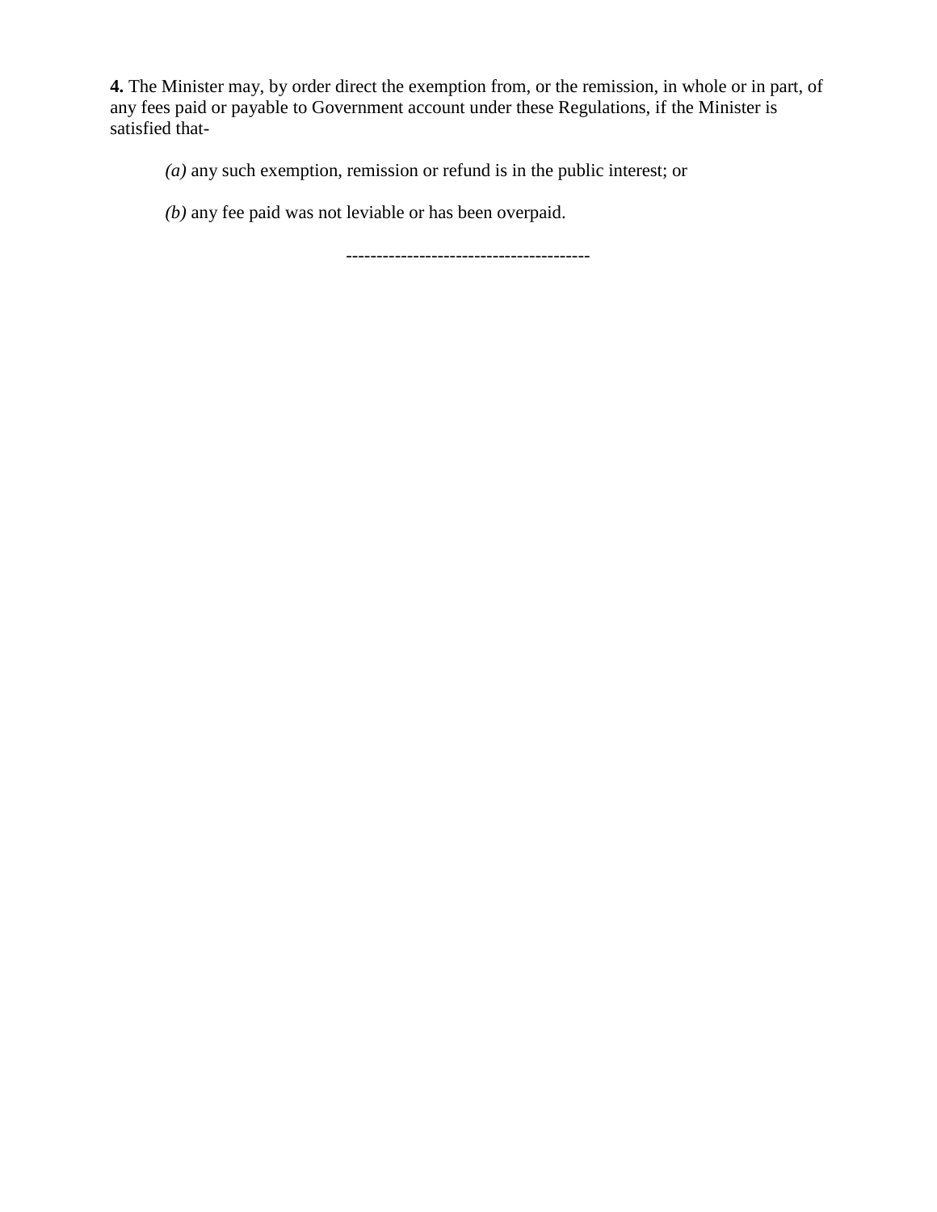**4.** The Minister may, by order direct the exemption from, or the remission, in whole or in part, of any fees paid or payable to Government account under these Regulations, if the Minister is satisfied that-

*(a)* any such exemption, remission or refund is in the public interest; or

*(b)* any fee paid was not leviable or has been overpaid.

----------------------------------------